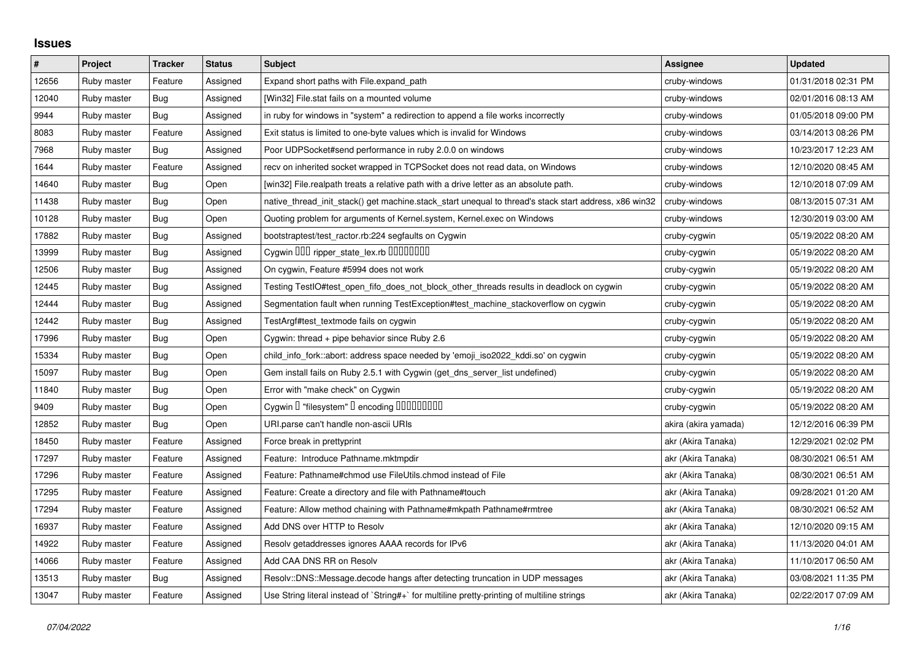# Issues

| # | Project | Tracker | Status | Subject | Assignee | Updated |
|---|---|---|---|---|---|---|
| 12656 | Ruby master | Feature | Assigned | Expand short paths with File.expand_path | cruby-windows | 01/31/2018 02:31 PM |
| 12040 | Ruby master | Bug | Assigned | [Win32] File.stat fails on a mounted volume | cruby-windows | 02/01/2016 08:13 AM |
| 9944 | Ruby master | Bug | Assigned | in ruby for windows in "system" a redirection to append a file works incorrectly | cruby-windows | 01/05/2018 09:00 PM |
| 8083 | Ruby master | Feature | Assigned | Exit status is limited to one-byte values which is invalid for Windows | cruby-windows | 03/14/2013 08:26 PM |
| 7968 | Ruby master | Bug | Assigned | Poor UDPSocket#send performance in ruby 2.0.0 on windows | cruby-windows | 10/23/2017 12:23 AM |
| 1644 | Ruby master | Feature | Assigned | recv on inherited socket wrapped in TCPSocket does not read data, on Windows | cruby-windows | 12/10/2020 08:45 AM |
| 14640 | Ruby master | Bug | Open | [win32] File.realpath treats a relative path with a drive letter as an absolute path. | cruby-windows | 12/10/2018 07:09 AM |
| 11438 | Ruby master | Bug | Open | native_thread_init_stack() get machine.stack_start unequal to thread's stack start address, x86 win32 | cruby-windows | 08/13/2015 07:31 AM |
| 10128 | Ruby master | Bug | Open | Quoting problem for arguments of Kernel.system, Kernel.exec on Windows | cruby-windows | 12/30/2019 03:00 AM |
| 17882 | Ruby master | Bug | Assigned | bootstraptest/test_ractor.rb:224 segfaults on Cygwin | cruby-cygwin | 05/19/2022 08:20 AM |
| 13999 | Ruby master | Bug | Assigned | Cygwin ��� ripper_state_lex.rb �������� | cruby-cygwin | 05/19/2022 08:20 AM |
| 12506 | Ruby master | Bug | Assigned | On cygwin, Feature #5994 does not work | cruby-cygwin | 05/19/2022 08:20 AM |
| 12445 | Ruby master | Bug | Assigned | Testing TestIO#test_open_fifo_does_not_block_other_threads results in deadlock on cygwin | cruby-cygwin | 05/19/2022 08:20 AM |
| 12444 | Ruby master | Bug | Assigned | Segmentation fault when running TestException#test_machine_stackoverflow on cygwin | cruby-cygwin | 05/19/2022 08:20 AM |
| 12442 | Ruby master | Bug | Assigned | TestArgf#test_textmode fails on cygwin | cruby-cygwin | 05/19/2022 08:20 AM |
| 17996 | Ruby master | Bug | Open | Cygwin: thread + pipe behavior since Ruby 2.6 | cruby-cygwin | 05/19/2022 08:20 AM |
| 15334 | Ruby master | Bug | Open | child_info_fork::abort: address space needed by 'emoji_iso2022_kddi.so' on cygwin | cruby-cygwin | 05/19/2022 08:20 AM |
| 15097 | Ruby master | Bug | Open | Gem install fails on Ruby 2.5.1 with Cygwin (get_dns_server_list undefined) | cruby-cygwin | 05/19/2022 08:20 AM |
| 11840 | Ruby master | Bug | Open | Error with "make check" on Cygwin | cruby-cygwin | 05/19/2022 08:20 AM |
| 9409 | Ruby master | Bug | Open | Cygwin � "filesystem" � encoding ��������� | cruby-cygwin | 05/19/2022 08:20 AM |
| 12852 | Ruby master | Bug | Open | URI.parse can't handle non-ascii URIs | akira (akira yamada) | 12/12/2016 06:39 PM |
| 18450 | Ruby master | Feature | Assigned | Force break in prettyprint | akr (Akira Tanaka) | 12/29/2021 02:02 PM |
| 17297 | Ruby master | Feature | Assigned | Feature: Introduce Pathname.mktmpdir | akr (Akira Tanaka) | 08/30/2021 06:51 AM |
| 17296 | Ruby master | Feature | Assigned | Feature: Pathname#chmod use FileUtils.chmod instead of File | akr (Akira Tanaka) | 08/30/2021 06:51 AM |
| 17295 | Ruby master | Feature | Assigned | Feature: Create a directory and file with Pathname#touch | akr (Akira Tanaka) | 09/28/2021 01:20 AM |
| 17294 | Ruby master | Feature | Assigned | Feature: Allow method chaining with Pathname#mkpath Pathname#rmtree | akr (Akira Tanaka) | 08/30/2021 06:52 AM |
| 16937 | Ruby master | Feature | Assigned | Add DNS over HTTP to Resolv | akr (Akira Tanaka) | 12/10/2020 09:15 AM |
| 14922 | Ruby master | Feature | Assigned | Resolv getaddresses ignores AAAA records for IPv6 | akr (Akira Tanaka) | 11/13/2020 04:01 AM |
| 14066 | Ruby master | Feature | Assigned | Add CAA DNS RR on Resolv | akr (Akira Tanaka) | 11/10/2017 06:50 AM |
| 13513 | Ruby master | Bug | Assigned | Resolv::DNS::Message.decode hangs after detecting truncation in UDP messages | akr (Akira Tanaka) | 03/08/2021 11:35 PM |
| 13047 | Ruby master | Feature | Assigned | Use String literal instead of `String#+` for multiline pretty-printing of multiline strings | akr (Akira Tanaka) | 02/22/2017 07:09 AM |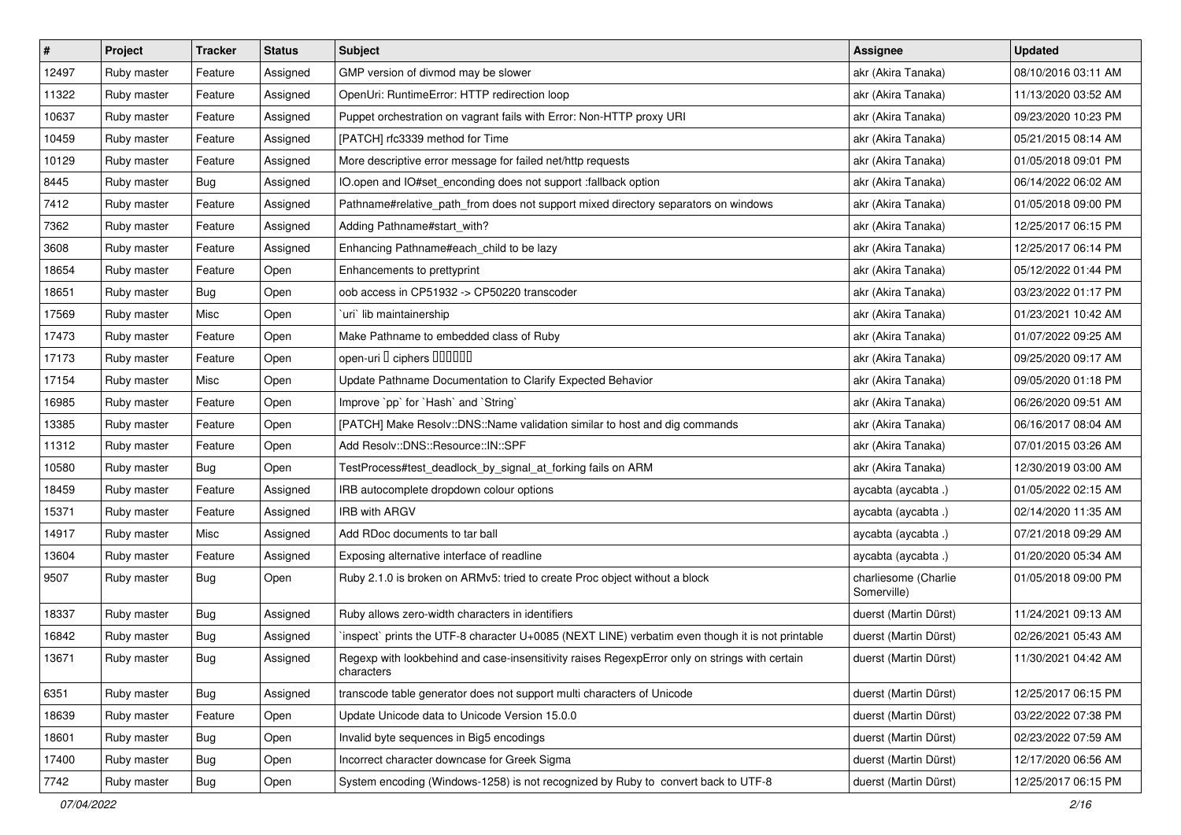| # | Project | Tracker | Status | Subject | Assignee | Updated |
| --- | --- | --- | --- | --- | --- | --- |
| 12497 | Ruby master | Feature | Assigned | GMP version of divmod may be slower | akr (Akira Tanaka) | 08/10/2016 03:11 AM |
| 11322 | Ruby master | Feature | Assigned | OpenUri: RuntimeError: HTTP redirection loop | akr (Akira Tanaka) | 11/13/2020 03:52 AM |
| 10637 | Ruby master | Feature | Assigned | Puppet orchestration on vagrant fails with Error: Non-HTTP proxy URI | akr (Akira Tanaka) | 09/23/2020 10:23 PM |
| 10459 | Ruby master | Feature | Assigned | [PATCH] rfc3339 method for Time | akr (Akira Tanaka) | 05/21/2015 08:14 AM |
| 10129 | Ruby master | Feature | Assigned | More descriptive error message for failed net/http requests | akr (Akira Tanaka) | 01/05/2018 09:01 PM |
| 8445 | Ruby master | Bug | Assigned | IO.open and IO#set_enconding does not support :fallback option | akr (Akira Tanaka) | 06/14/2022 06:02 AM |
| 7412 | Ruby master | Feature | Assigned | Pathname#relative_path_from does not support mixed directory separators on windows | akr (Akira Tanaka) | 01/05/2018 09:00 PM |
| 7362 | Ruby master | Feature | Assigned | Adding Pathname#start_with? | akr (Akira Tanaka) | 12/25/2017 06:15 PM |
| 3608 | Ruby master | Feature | Assigned | Enhancing Pathname#each_child to be lazy | akr (Akira Tanaka) | 12/25/2017 06:14 PM |
| 18654 | Ruby master | Feature | Open | Enhancements to prettyprint | akr (Akira Tanaka) | 05/12/2022 01:44 PM |
| 18651 | Ruby master | Bug | Open | oob access in CP51932 -> CP50220 transcoder | akr (Akira Tanaka) | 03/23/2022 01:17 PM |
| 17569 | Ruby master | Misc | Open | `uri` lib maintainership | akr (Akira Tanaka) | 01/23/2021 10:42 AM |
| 17473 | Ruby master | Feature | Open | Make Pathname to embedded class of Ruby | akr (Akira Tanaka) | 01/07/2022 09:25 AM |
| 17173 | Ruby master | Feature | Open | open-uri � ciphers ������ | akr (Akira Tanaka) | 09/25/2020 09:17 AM |
| 17154 | Ruby master | Misc | Open | Update Pathname Documentation to Clarify Expected Behavior | akr (Akira Tanaka) | 09/05/2020 01:18 PM |
| 16985 | Ruby master | Feature | Open | Improve `pp` for `Hash` and `String` | akr (Akira Tanaka) | 06/26/2020 09:51 AM |
| 13385 | Ruby master | Feature | Open | [PATCH] Make Resolv::DNS::Name validation similar to host and dig commands | akr (Akira Tanaka) | 06/16/2017 08:04 AM |
| 11312 | Ruby master | Feature | Open | Add Resolv::DNS::Resource::IN::SPF | akr (Akira Tanaka) | 07/01/2015 03:26 AM |
| 10580 | Ruby master | Bug | Open | TestProcess#test_deadlock_by_signal_at_forking fails on ARM | akr (Akira Tanaka) | 12/30/2019 03:00 AM |
| 18459 | Ruby master | Feature | Assigned | IRB autocomplete dropdown colour options | aycabta (aycabta .) | 01/05/2022 02:15 AM |
| 15371 | Ruby master | Feature | Assigned | IRB with ARGV | aycabta (aycabta .) | 02/14/2020 11:35 AM |
| 14917 | Ruby master | Misc | Assigned | Add RDoc documents to tar ball | aycabta (aycabta .) | 07/21/2018 09:29 AM |
| 13604 | Ruby master | Feature | Assigned | Exposing alternative interface of readline | aycabta (aycabta .) | 01/20/2020 05:34 AM |
| 9507 | Ruby master | Bug | Open | Ruby 2.1.0 is broken on ARMv5: tried to create Proc object without a block | charliesome (Charlie Somerville) | 01/05/2018 09:00 PM |
| 18337 | Ruby master | Bug | Assigned | Ruby allows zero-width characters in identifiers | duerst (Martin Dürst) | 11/24/2021 09:13 AM |
| 16842 | Ruby master | Bug | Assigned | `inspect` prints the UTF-8 character U+0085 (NEXT LINE) verbatim even though it is not printable | duerst (Martin Dürst) | 02/26/2021 05:43 AM |
| 13671 | Ruby master | Bug | Assigned | Regexp with lookbehind and case-insensitivity raises RegexpError only on strings with certain characters | duerst (Martin Dürst) | 11/30/2021 04:42 AM |
| 6351 | Ruby master | Bug | Assigned | transcode table generator does not support multi characters of Unicode | duerst (Martin Dürst) | 12/25/2017 06:15 PM |
| 18639 | Ruby master | Feature | Open | Update Unicode data to Unicode Version 15.0.0 | duerst (Martin Dürst) | 03/22/2022 07:38 PM |
| 18601 | Ruby master | Bug | Open | Invalid byte sequences in Big5 encodings | duerst (Martin Dürst) | 02/23/2022 07:59 AM |
| 17400 | Ruby master | Bug | Open | Incorrect character downcase for Greek Sigma | duerst (Martin Dürst) | 12/17/2020 06:56 AM |
| 7742 | Ruby master | Bug | Open | System encoding (Windows-1258) is not recognized by Ruby to convert back to UTF-8 | duerst (Martin Dürst) | 12/25/2017 06:15 PM |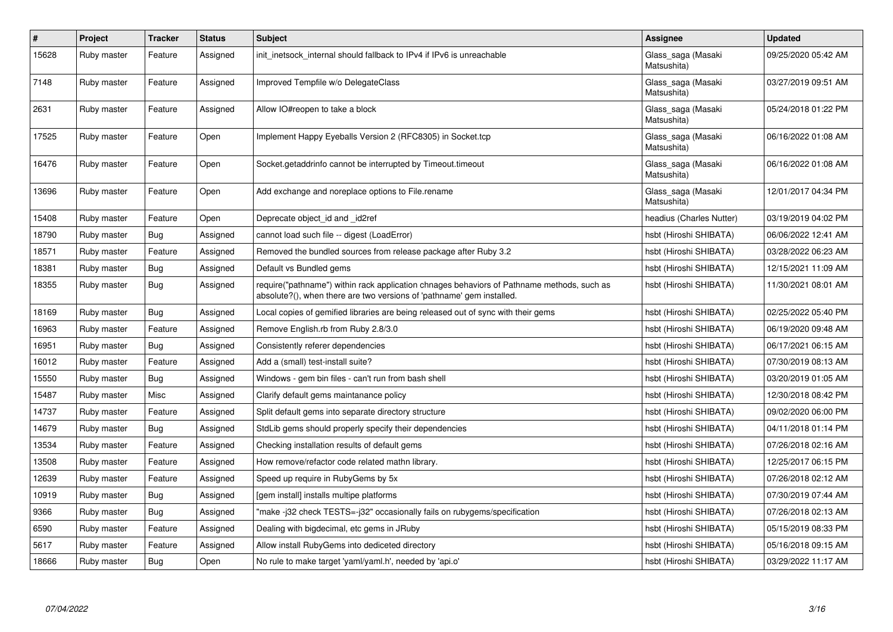| # | Project | Tracker | Status | Subject | Assignee | Updated |
|---|---|---|---|---|---|---|
| 15628 | Ruby master | Feature | Assigned | init_inetsock_internal should fallback to IPv4 if IPv6 is unreachable | Glass_saga (Masaki Matsushita) | 09/25/2020 05:42 AM |
| 7148 | Ruby master | Feature | Assigned | Improved Tempfile w/o DelegateClass | Glass_saga (Masaki Matsushita) | 03/27/2019 09:51 AM |
| 2631 | Ruby master | Feature | Assigned | Allow IO#reopen to take a block | Glass_saga (Masaki Matsushita) | 05/24/2018 01:22 PM |
| 17525 | Ruby master | Feature | Open | Implement Happy Eyeballs Version 2 (RFC8305) in Socket.tcp | Glass_saga (Masaki Matsushita) | 06/16/2022 01:08 AM |
| 16476 | Ruby master | Feature | Open | Socket.getaddrinfo cannot be interrupted by Timeout.timeout | Glass_saga (Masaki Matsushita) | 06/16/2022 01:08 AM |
| 13696 | Ruby master | Feature | Open | Add exchange and noreplace options to File.rename | Glass_saga (Masaki Matsushita) | 12/01/2017 04:34 PM |
| 15408 | Ruby master | Feature | Open | Deprecate object_id and _id2ref | headius (Charles Nutter) | 03/19/2019 04:02 PM |
| 18790 | Ruby master | Bug | Assigned | cannot load such file -- digest (LoadError) | hsbt (Hiroshi SHIBATA) | 06/06/2022 12:41 AM |
| 18571 | Ruby master | Feature | Assigned | Removed the bundled sources from release package after Ruby 3.2 | hsbt (Hiroshi SHIBATA) | 03/28/2022 06:23 AM |
| 18381 | Ruby master | Bug | Assigned | Default vs Bundled gems | hsbt (Hiroshi SHIBATA) | 12/15/2021 11:09 AM |
| 18355 | Ruby master | Bug | Assigned | require("pathname") within rack application chnages behaviors of Pathname methods, such as absolute?(), when there are two versions of 'pathname' gem installed. | hsbt (Hiroshi SHIBATA) | 11/30/2021 08:01 AM |
| 18169 | Ruby master | Bug | Assigned | Local copies of gemified libraries are being released out of sync with their gems | hsbt (Hiroshi SHIBATA) | 02/25/2022 05:40 PM |
| 16963 | Ruby master | Feature | Assigned | Remove English.rb from Ruby 2.8/3.0 | hsbt (Hiroshi SHIBATA) | 06/19/2020 09:48 AM |
| 16951 | Ruby master | Bug | Assigned | Consistently referer dependencies | hsbt (Hiroshi SHIBATA) | 06/17/2021 06:15 AM |
| 16012 | Ruby master | Feature | Assigned | Add a (small) test-install suite? | hsbt (Hiroshi SHIBATA) | 07/30/2019 08:13 AM |
| 15550 | Ruby master | Bug | Assigned | Windows - gem bin files - can't run from bash shell | hsbt (Hiroshi SHIBATA) | 03/20/2019 01:05 AM |
| 15487 | Ruby master | Misc | Assigned | Clarify default gems maintanance policy | hsbt (Hiroshi SHIBATA) | 12/30/2018 08:42 PM |
| 14737 | Ruby master | Feature | Assigned | Split default gems into separate directory structure | hsbt (Hiroshi SHIBATA) | 09/02/2020 06:00 PM |
| 14679 | Ruby master | Bug | Assigned | StdLib gems should properly specify their dependencies | hsbt (Hiroshi SHIBATA) | 04/11/2018 01:14 PM |
| 13534 | Ruby master | Feature | Assigned | Checking installation results of default gems | hsbt (Hiroshi SHIBATA) | 07/26/2018 02:16 AM |
| 13508 | Ruby master | Feature | Assigned | How remove/refactor code related mathn library. | hsbt (Hiroshi SHIBATA) | 12/25/2017 06:15 PM |
| 12639 | Ruby master | Feature | Assigned | Speed up require in RubyGems by 5x | hsbt (Hiroshi SHIBATA) | 07/26/2018 02:12 AM |
| 10919 | Ruby master | Bug | Assigned | [gem install] installs multipe platforms | hsbt (Hiroshi SHIBATA) | 07/30/2019 07:44 AM |
| 9366 | Ruby master | Bug | Assigned | "make -j32 check TESTS=-j32" occasionally fails on rubygems/specification | hsbt (Hiroshi SHIBATA) | 07/26/2018 02:13 AM |
| 6590 | Ruby master | Feature | Assigned | Dealing with bigdecimal, etc gems in JRuby | hsbt (Hiroshi SHIBATA) | 05/15/2019 08:33 PM |
| 5617 | Ruby master | Feature | Assigned | Allow install RubyGems into dediceted directory | hsbt (Hiroshi SHIBATA) | 05/16/2018 09:15 AM |
| 18666 | Ruby master | Bug | Open | No rule to make target 'yaml/yaml.h', needed by 'api.o' | hsbt (Hiroshi SHIBATA) | 03/29/2022 11:17 AM |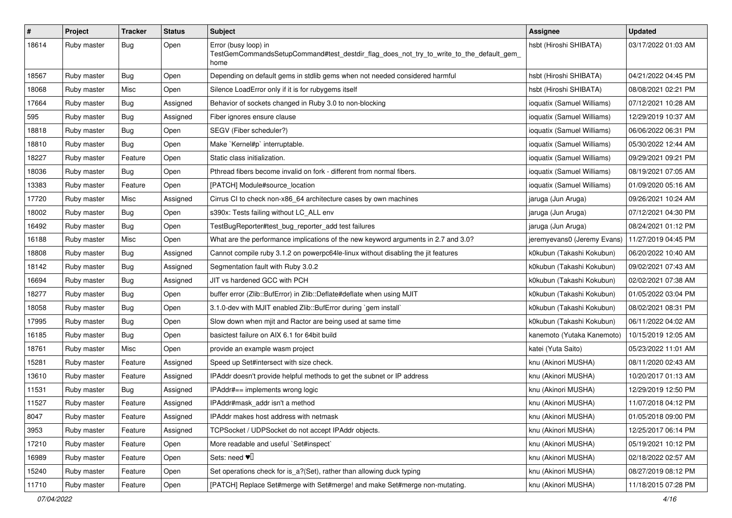| # | Project | Tracker | Status | Subject | Assignee | Updated |
|---|---|---|---|---|---|---|
| 18614 | Ruby master | Bug | Open | Error (busy loop) in TestGemCommandsSetupCommand#test_destdir_flag_does_not_try_to_write_to_the_default_gem_home | hsbt (Hiroshi SHIBATA) | 03/17/2022 01:03 AM |
| 18567 | Ruby master | Bug | Open | Depending on default gems in stdlib gems when not needed considered harmful | hsbt (Hiroshi SHIBATA) | 04/21/2022 04:45 PM |
| 18068 | Ruby master | Misc | Open | Silence LoadError only if it is for rubygems itself | hsbt (Hiroshi SHIBATA) | 08/08/2021 02:21 PM |
| 17664 | Ruby master | Bug | Assigned | Behavior of sockets changed in Ruby 3.0 to non-blocking | ioquatix (Samuel Williams) | 07/12/2021 10:28 AM |
| 595 | Ruby master | Bug | Assigned | Fiber ignores ensure clause | ioquatix (Samuel Williams) | 12/29/2019 10:37 AM |
| 18818 | Ruby master | Bug | Open | SEGV (Fiber scheduler?) | ioquatix (Samuel Williams) | 06/06/2022 06:31 PM |
| 18810 | Ruby master | Bug | Open | Make `Kernel#p` interruptable. | ioquatix (Samuel Williams) | 05/30/2022 12:44 AM |
| 18227 | Ruby master | Feature | Open | Static class initialization. | ioquatix (Samuel Williams) | 09/29/2021 09:21 PM |
| 18036 | Ruby master | Bug | Open | Pthread fibers become invalid on fork - different from normal fibers. | ioquatix (Samuel Williams) | 08/19/2021 07:05 AM |
| 13383 | Ruby master | Feature | Open | [PATCH] Module#source_location | ioquatix (Samuel Williams) | 01/09/2020 05:16 AM |
| 17720 | Ruby master | Misc | Assigned | Cirrus CI to check non-x86_64 architecture cases by own machines | jaruga (Jun Aruga) | 09/26/2021 10:24 AM |
| 18002 | Ruby master | Bug | Open | s390x: Tests failing without LC_ALL env | jaruga (Jun Aruga) | 07/12/2021 04:30 PM |
| 16492 | Ruby master | Bug | Open | TestBugReporter#test_bug_reporter_add test failures | jaruga (Jun Aruga) | 08/24/2021 01:12 PM |
| 16188 | Ruby master | Misc | Open | What are the performance implications of the new keyword arguments in 2.7 and 3.0? | jeremyevans0 (Jeremy Evans) | 11/27/2019 04:45 PM |
| 18808 | Ruby master | Bug | Assigned | Cannot compile ruby 3.1.2 on powerpc64le-linux without disabling the jit features | k0kubun (Takashi Kokubun) | 06/20/2022 10:40 AM |
| 18142 | Ruby master | Bug | Assigned | Segmentation fault with Ruby 3.0.2 | k0kubun (Takashi Kokubun) | 09/02/2021 07:43 AM |
| 16694 | Ruby master | Bug | Assigned | JIT vs hardened GCC with PCH | k0kubun (Takashi Kokubun) | 02/02/2021 07:38 AM |
| 18277 | Ruby master | Bug | Open | buffer error (Zlib::BufError) in Zlib::Deflate#deflate when using MJIT | k0kubun (Takashi Kokubun) | 01/05/2022 03:04 PM |
| 18058 | Ruby master | Bug | Open | 3.1.0-dev with MJIT enabled Zlib::BufError during `gem install` | k0kubun (Takashi Kokubun) | 08/02/2021 08:31 PM |
| 17995 | Ruby master | Bug | Open | Slow down when mjit and Ractor are being used at same time | k0kubun (Takashi Kokubun) | 06/11/2022 04:02 AM |
| 16185 | Ruby master | Bug | Open | basictest failure on AIX 6.1 for 64bit build | kanemoto (Yutaka Kanemoto) | 10/15/2019 12:05 AM |
| 18761 | Ruby master | Misc | Open | provide an example wasm project | katei (Yuta Saito) | 05/23/2022 11:01 AM |
| 15281 | Ruby master | Feature | Assigned | Speed up Set#intersect with size check. | knu (Akinori MUSHA) | 08/11/2020 02:43 AM |
| 13610 | Ruby master | Feature | Assigned | IPAddr doesn't provide helpful methods to get the subnet or IP address | knu (Akinori MUSHA) | 10/20/2017 01:13 AM |
| 11531 | Ruby master | Bug | Assigned | IPAddr#== implements wrong logic | knu (Akinori MUSHA) | 12/29/2019 12:50 PM |
| 11527 | Ruby master | Feature | Assigned | IPAddr#mask_addr isn't a method | knu (Akinori MUSHA) | 11/07/2018 04:12 PM |
| 8047 | Ruby master | Feature | Assigned | IPAddr makes host address with netmask | knu (Akinori MUSHA) | 01/05/2018 09:00 PM |
| 3953 | Ruby master | Feature | Assigned | TCPSocket / UDPSocket do not accept IPAddr objects. | knu (Akinori MUSHA) | 12/25/2017 06:14 PM |
| 17210 | Ruby master | Feature | Open | More readable and useful `Set#inspect` | knu (Akinori MUSHA) | 05/19/2021 10:12 PM |
| 16989 | Ruby master | Feature | Open | Sets: need ♥️ | knu (Akinori MUSHA) | 02/18/2022 02:57 AM |
| 15240 | Ruby master | Feature | Open | Set operations check for is_a?(Set), rather than allowing duck typing | knu (Akinori MUSHA) | 08/27/2019 08:12 PM |
| 11710 | Ruby master | Feature | Open | [PATCH] Replace Set#merge with Set#merge! and make Set#merge non-mutating. | knu (Akinori MUSHA) | 11/18/2015 07:28 PM |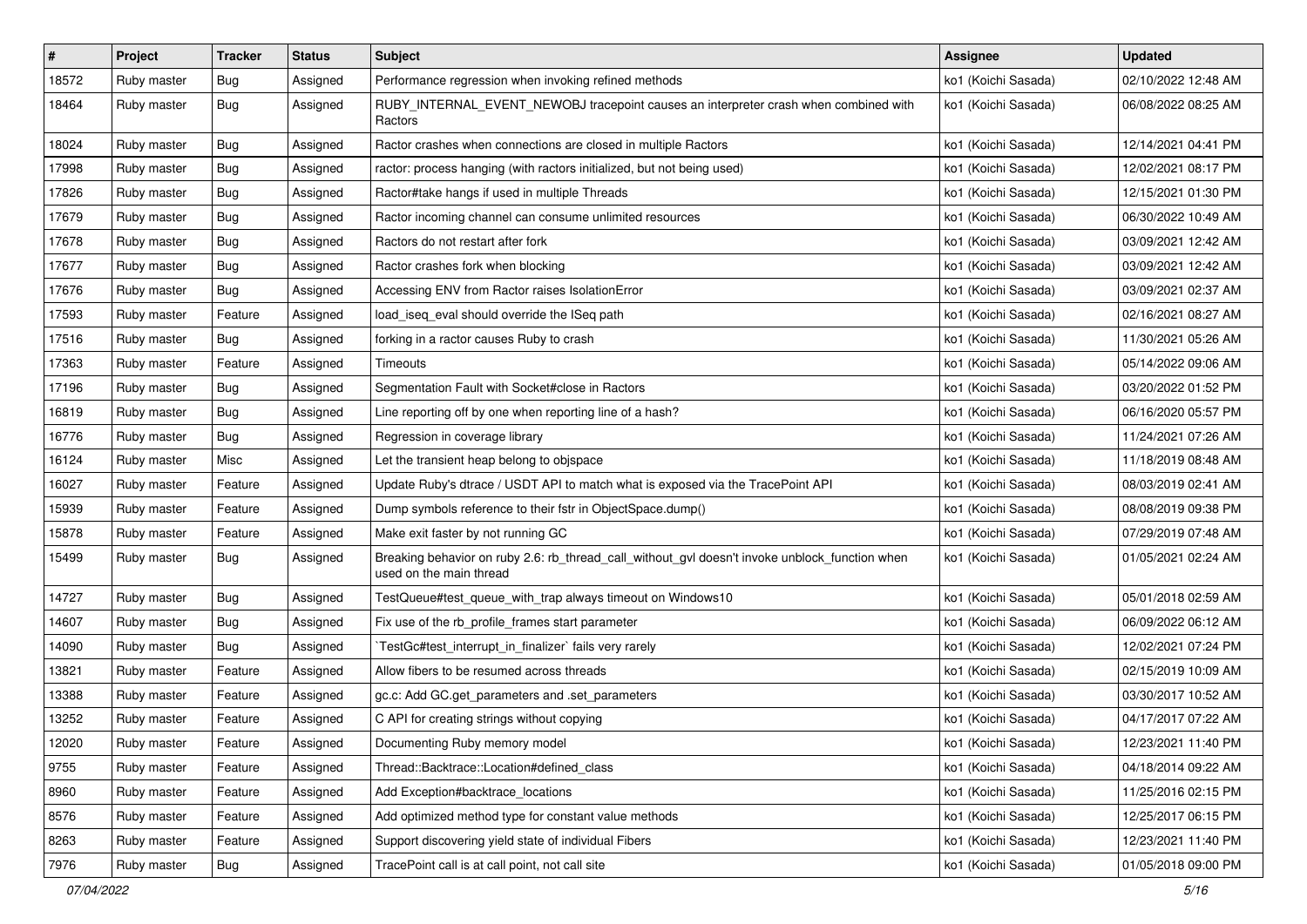| # | Project | Tracker | Status | Subject | Assignee | Updated |
|---|---|---|---|---|---|---|
| 18572 | Ruby master | Bug | Assigned | Performance regression when invoking refined methods | ko1 (Koichi Sasada) | 02/10/2022 12:48 AM |
| 18464 | Ruby master | Bug | Assigned | RUBY_INTERNAL_EVENT_NEWOBJ tracepoint causes an interpreter crash when combined with Ractors | ko1 (Koichi Sasada) | 06/08/2022 08:25 AM |
| 18024 | Ruby master | Bug | Assigned | Ractor crashes when connections are closed in multiple Ractors | ko1 (Koichi Sasada) | 12/14/2021 04:41 PM |
| 17998 | Ruby master | Bug | Assigned | ractor: process hanging (with ractors initialized, but not being used) | ko1 (Koichi Sasada) | 12/02/2021 08:17 PM |
| 17826 | Ruby master | Bug | Assigned | Ractor#take hangs if used in multiple Threads | ko1 (Koichi Sasada) | 12/15/2021 01:30 PM |
| 17679 | Ruby master | Bug | Assigned | Ractor incoming channel can consume unlimited resources | ko1 (Koichi Sasada) | 06/30/2022 10:49 AM |
| 17678 | Ruby master | Bug | Assigned | Ractors do not restart after fork | ko1 (Koichi Sasada) | 03/09/2021 12:42 AM |
| 17677 | Ruby master | Bug | Assigned | Ractor crashes fork when blocking | ko1 (Koichi Sasada) | 03/09/2021 12:42 AM |
| 17676 | Ruby master | Bug | Assigned | Accessing ENV from Ractor raises IsolationError | ko1 (Koichi Sasada) | 03/09/2021 02:37 AM |
| 17593 | Ruby master | Feature | Assigned | load_iseq_eval should override the ISeq path | ko1 (Koichi Sasada) | 02/16/2021 08:27 AM |
| 17516 | Ruby master | Bug | Assigned | forking in a ractor causes Ruby to crash | ko1 (Koichi Sasada) | 11/30/2021 05:26 AM |
| 17363 | Ruby master | Feature | Assigned | Timeouts | ko1 (Koichi Sasada) | 05/14/2022 09:06 AM |
| 17196 | Ruby master | Bug | Assigned | Segmentation Fault with Socket#close in Ractors | ko1 (Koichi Sasada) | 03/20/2022 01:52 PM |
| 16819 | Ruby master | Bug | Assigned | Line reporting off by one when reporting line of a hash? | ko1 (Koichi Sasada) | 06/16/2020 05:57 PM |
| 16776 | Ruby master | Bug | Assigned | Regression in coverage library | ko1 (Koichi Sasada) | 11/24/2021 07:26 AM |
| 16124 | Ruby master | Misc | Assigned | Let the transient heap belong to objspace | ko1 (Koichi Sasada) | 11/18/2019 08:48 AM |
| 16027 | Ruby master | Feature | Assigned | Update Ruby's dtrace / USDT API to match what is exposed via the TracePoint API | ko1 (Koichi Sasada) | 08/03/2019 02:41 AM |
| 15939 | Ruby master | Feature | Assigned | Dump symbols reference to their fstr in ObjectSpace.dump() | ko1 (Koichi Sasada) | 08/08/2019 09:38 PM |
| 15878 | Ruby master | Feature | Assigned | Make exit faster by not running GC | ko1 (Koichi Sasada) | 07/29/2019 07:48 AM |
| 15499 | Ruby master | Bug | Assigned | Breaking behavior on ruby 2.6: rb_thread_call_without_gvl doesn't invoke unblock_function when used on the main thread | ko1 (Koichi Sasada) | 01/05/2021 02:24 AM |
| 14727 | Ruby master | Bug | Assigned | TestQueue#test_queue_with_trap always timeout on Windows10 | ko1 (Koichi Sasada) | 05/01/2018 02:59 AM |
| 14607 | Ruby master | Bug | Assigned | Fix use of the rb_profile_frames start parameter | ko1 (Koichi Sasada) | 06/09/2022 06:12 AM |
| 14090 | Ruby master | Bug | Assigned | `TestGc#test_interrupt_in_finalizer` fails very rarely | ko1 (Koichi Sasada) | 12/02/2021 07:24 PM |
| 13821 | Ruby master | Feature | Assigned | Allow fibers to be resumed across threads | ko1 (Koichi Sasada) | 02/15/2019 10:09 AM |
| 13388 | Ruby master | Feature | Assigned | gc.c: Add GC.get_parameters and .set_parameters | ko1 (Koichi Sasada) | 03/30/2017 10:52 AM |
| 13252 | Ruby master | Feature | Assigned | C API for creating strings without copying | ko1 (Koichi Sasada) | 04/17/2017 07:22 AM |
| 12020 | Ruby master | Feature | Assigned | Documenting Ruby memory model | ko1 (Koichi Sasada) | 12/23/2021 11:40 PM |
| 9755 | Ruby master | Feature | Assigned | Thread::Backtrace::Location#defined_class | ko1 (Koichi Sasada) | 04/18/2014 09:22 AM |
| 8960 | Ruby master | Feature | Assigned | Add Exception#backtrace_locations | ko1 (Koichi Sasada) | 11/25/2016 02:15 PM |
| 8576 | Ruby master | Feature | Assigned | Add optimized method type for constant value methods | ko1 (Koichi Sasada) | 12/25/2017 06:15 PM |
| 8263 | Ruby master | Feature | Assigned | Support discovering yield state of individual Fibers | ko1 (Koichi Sasada) | 12/23/2021 11:40 PM |
| 7976 | Ruby master | Bug | Assigned | TracePoint call is at call point, not call site | ko1 (Koichi Sasada) | 01/05/2018 09:00 PM |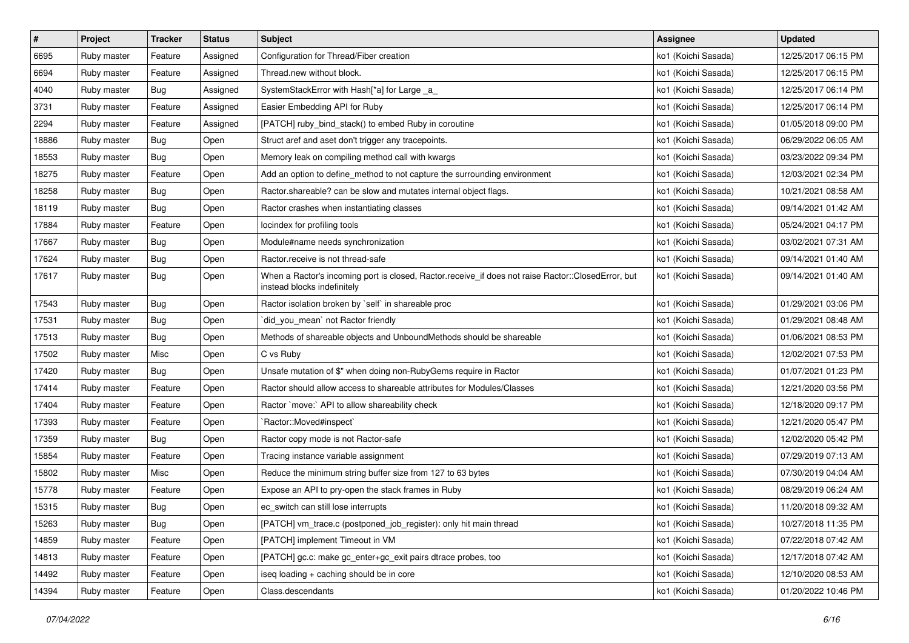| # | Project | Tracker | Status | Subject | Assignee | Updated |
|---|---|---|---|---|---|---|
| 6695 | Ruby master | Feature | Assigned | Configuration for Thread/Fiber creation | ko1 (Koichi Sasada) | 12/25/2017 06:15 PM |
| 6694 | Ruby master | Feature | Assigned | Thread.new without block. | ko1 (Koichi Sasada) | 12/25/2017 06:15 PM |
| 4040 | Ruby master | Bug | Assigned | SystemStackError with Hash[*a] for Large _a_ | ko1 (Koichi Sasada) | 12/25/2017 06:14 PM |
| 3731 | Ruby master | Feature | Assigned | Easier Embedding API for Ruby | ko1 (Koichi Sasada) | 12/25/2017 06:14 PM |
| 2294 | Ruby master | Feature | Assigned | [PATCH] ruby_bind_stack() to embed Ruby in coroutine | ko1 (Koichi Sasada) | 01/05/2018 09:00 PM |
| 18886 | Ruby master | Bug | Open | Struct aref and aset don't trigger any tracepoints. | ko1 (Koichi Sasada) | 06/29/2022 06:05 AM |
| 18553 | Ruby master | Bug | Open | Memory leak on compiling method call with kwargs | ko1 (Koichi Sasada) | 03/23/2022 09:34 PM |
| 18275 | Ruby master | Feature | Open | Add an option to define_method to not capture the surrounding environment | ko1 (Koichi Sasada) | 12/03/2021 02:34 PM |
| 18258 | Ruby master | Bug | Open | Ractor.shareable? can be slow and mutates internal object flags. | ko1 (Koichi Sasada) | 10/21/2021 08:58 AM |
| 18119 | Ruby master | Bug | Open | Ractor crashes when instantiating classes | ko1 (Koichi Sasada) | 09/14/2021 01:42 AM |
| 17884 | Ruby master | Feature | Open | locindex for profiling tools | ko1 (Koichi Sasada) | 05/24/2021 04:17 PM |
| 17667 | Ruby master | Bug | Open | Module#name needs synchronization | ko1 (Koichi Sasada) | 03/02/2021 07:31 AM |
| 17624 | Ruby master | Bug | Open | Ractor.receive is not thread-safe | ko1 (Koichi Sasada) | 09/14/2021 01:40 AM |
| 17617 | Ruby master | Bug | Open | When a Ractor's incoming port is closed, Ractor.receive_if does not raise Ractor::ClosedError, but instead blocks indefinitely | ko1 (Koichi Sasada) | 09/14/2021 01:40 AM |
| 17543 | Ruby master | Bug | Open | Ractor isolation broken by `self` in shareable proc | ko1 (Koichi Sasada) | 01/29/2021 03:06 PM |
| 17531 | Ruby master | Bug | Open | `did_you_mean` not Ractor friendly | ko1 (Koichi Sasada) | 01/29/2021 08:48 AM |
| 17513 | Ruby master | Bug | Open | Methods of shareable objects and UnboundMethods should be shareable | ko1 (Koichi Sasada) | 01/06/2021 08:53 PM |
| 17502 | Ruby master | Misc | Open | C vs Ruby | ko1 (Koichi Sasada) | 12/02/2021 07:53 PM |
| 17420 | Ruby master | Bug | Open | Unsafe mutation of $" when doing non-RubyGems require in Ractor | ko1 (Koichi Sasada) | 01/07/2021 01:23 PM |
| 17414 | Ruby master | Feature | Open | Ractor should allow access to shareable attributes for Modules/Classes | ko1 (Koichi Sasada) | 12/21/2020 03:56 PM |
| 17404 | Ruby master | Feature | Open | Ractor `move:` API to allow shareability check | ko1 (Koichi Sasada) | 12/18/2020 09:17 PM |
| 17393 | Ruby master | Feature | Open | `Ractor::Moved#inspect` | ko1 (Koichi Sasada) | 12/21/2020 05:47 PM |
| 17359 | Ruby master | Bug | Open | Ractor copy mode is not Ractor-safe | ko1 (Koichi Sasada) | 12/02/2020 05:42 PM |
| 15854 | Ruby master | Feature | Open | Tracing instance variable assignment | ko1 (Koichi Sasada) | 07/29/2019 07:13 AM |
| 15802 | Ruby master | Misc | Open | Reduce the minimum string buffer size from 127 to 63 bytes | ko1 (Koichi Sasada) | 07/30/2019 04:04 AM |
| 15778 | Ruby master | Feature | Open | Expose an API to pry-open the stack frames in Ruby | ko1 (Koichi Sasada) | 08/29/2019 06:24 AM |
| 15315 | Ruby master | Bug | Open | ec_switch can still lose interrupts | ko1 (Koichi Sasada) | 11/20/2018 09:32 AM |
| 15263 | Ruby master | Bug | Open | [PATCH] vm_trace.c (postponed_job_register): only hit main thread | ko1 (Koichi Sasada) | 10/27/2018 11:35 PM |
| 14859 | Ruby master | Feature | Open | [PATCH] implement Timeout in VM | ko1 (Koichi Sasada) | 07/22/2018 07:42 AM |
| 14813 | Ruby master | Feature | Open | [PATCH] gc.c: make gc_enter+gc_exit pairs dtrace probes, too | ko1 (Koichi Sasada) | 12/17/2018 07:42 AM |
| 14492 | Ruby master | Feature | Open | iseq loading + caching should be in core | ko1 (Koichi Sasada) | 12/10/2020 08:53 AM |
| 14394 | Ruby master | Feature | Open | Class.descendants | ko1 (Koichi Sasada) | 01/20/2022 10:46 PM |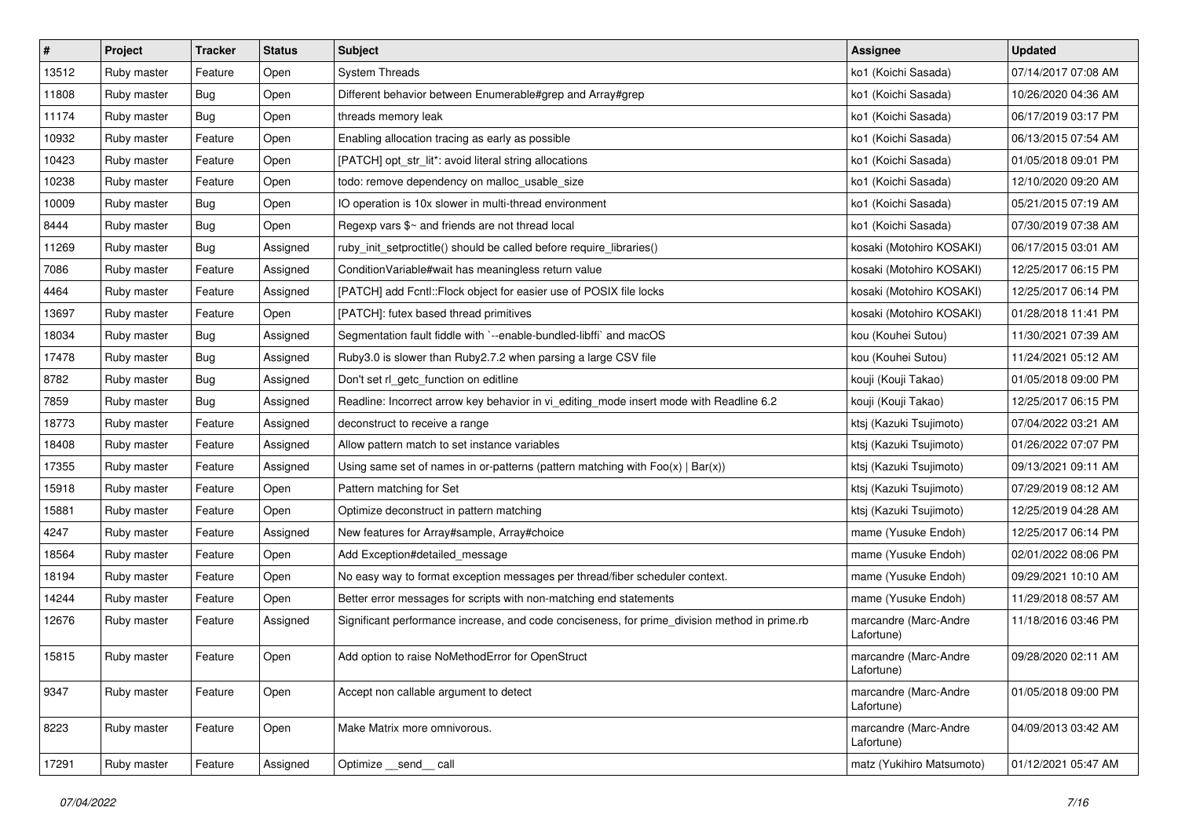| # | Project | Tracker | Status | Subject | Assignee | Updated |
| --- | --- | --- | --- | --- | --- | --- |
| 13512 | Ruby master | Feature | Open | System Threads | ko1 (Koichi Sasada) | 07/14/2017 07:08 AM |
| 11808 | Ruby master | Bug | Open | Different behavior between Enumerable#grep and Array#grep | ko1 (Koichi Sasada) | 10/26/2020 04:36 AM |
| 11174 | Ruby master | Bug | Open | threads memory leak | ko1 (Koichi Sasada) | 06/17/2019 03:17 PM |
| 10932 | Ruby master | Feature | Open | Enabling allocation tracing as early as possible | ko1 (Koichi Sasada) | 06/13/2015 07:54 AM |
| 10423 | Ruby master | Feature | Open | [PATCH] opt_str_lit*: avoid literal string allocations | ko1 (Koichi Sasada) | 01/05/2018 09:01 PM |
| 10238 | Ruby master | Feature | Open | todo: remove dependency on malloc_usable_size | ko1 (Koichi Sasada) | 12/10/2020 09:20 AM |
| 10009 | Ruby master | Bug | Open | IO operation is 10x slower in multi-thread environment | ko1 (Koichi Sasada) | 05/21/2015 07:19 AM |
| 8444 | Ruby master | Bug | Open | Regexp vars $~ and friends are not thread local | ko1 (Koichi Sasada) | 07/30/2019 07:38 AM |
| 11269 | Ruby master | Bug | Assigned | ruby_init_setproctitle() should be called before require_libraries() | kosaki (Motohiro KOSAKI) | 06/17/2015 03:01 AM |
| 7086 | Ruby master | Feature | Assigned | ConditionVariable#wait has meaningless return value | kosaki (Motohiro KOSAKI) | 12/25/2017 06:15 PM |
| 4464 | Ruby master | Feature | Assigned | [PATCH] add Fcntl::Flock object for easier use of POSIX file locks | kosaki (Motohiro KOSAKI) | 12/25/2017 06:14 PM |
| 13697 | Ruby master | Feature | Open | [PATCH]: futex based thread primitives | kosaki (Motohiro KOSAKI) | 01/28/2018 11:41 PM |
| 18034 | Ruby master | Bug | Assigned | Segmentation fault fiddle with `--enable-bundled-libffi` and macOS | kou (Kouhei Sutou) | 11/30/2021 07:39 AM |
| 17478 | Ruby master | Bug | Assigned | Ruby3.0 is slower than Ruby2.7.2 when parsing a large CSV file | kou (Kouhei Sutou) | 11/24/2021 05:12 AM |
| 8782 | Ruby master | Bug | Assigned | Don't set rl_getc_function on editline | kouji (Kouji Takao) | 01/05/2018 09:00 PM |
| 7859 | Ruby master | Bug | Assigned | Readline: Incorrect arrow key behavior in vi_editing_mode insert mode with Readline 6.2 | kouji (Kouji Takao) | 12/25/2017 06:15 PM |
| 18773 | Ruby master | Feature | Assigned | deconstruct to receive a range | ktsj (Kazuki Tsujimoto) | 07/04/2022 03:21 AM |
| 18408 | Ruby master | Feature | Assigned | Allow pattern match to set instance variables | ktsj (Kazuki Tsujimoto) | 01/26/2022 07:07 PM |
| 17355 | Ruby master | Feature | Assigned | Using same set of names in or-patterns (pattern matching with Foo(x) \| Bar(x)) | ktsj (Kazuki Tsujimoto) | 09/13/2021 09:11 AM |
| 15918 | Ruby master | Feature | Open | Pattern matching for Set | ktsj (Kazuki Tsujimoto) | 07/29/2019 08:12 AM |
| 15881 | Ruby master | Feature | Open | Optimize deconstruct in pattern matching | ktsj (Kazuki Tsujimoto) | 12/25/2019 04:28 AM |
| 4247 | Ruby master | Feature | Assigned | New features for Array#sample, Array#choice | mame (Yusuke Endoh) | 12/25/2017 06:14 PM |
| 18564 | Ruby master | Feature | Open | Add Exception#detailed_message | mame (Yusuke Endoh) | 02/01/2022 08:06 PM |
| 18194 | Ruby master | Feature | Open | No easy way to format exception messages per thread/fiber scheduler context. | mame (Yusuke Endoh) | 09/29/2021 10:10 AM |
| 14244 | Ruby master | Feature | Open | Better error messages for scripts with non-matching end statements | mame (Yusuke Endoh) | 11/29/2018 08:57 AM |
| 12676 | Ruby master | Feature | Assigned | Significant performance increase, and code conciseness, for prime_division method in prime.rb | marcandre (Marc-Andre Lafortune) | 11/18/2016 03:46 PM |
| 15815 | Ruby master | Feature | Open | Add option to raise NoMethodError for OpenStruct | marcandre (Marc-Andre Lafortune) | 09/28/2020 02:11 AM |
| 9347 | Ruby master | Feature | Open | Accept non callable argument to detect | marcandre (Marc-Andre Lafortune) | 01/05/2018 09:00 PM |
| 8223 | Ruby master | Feature | Open | Make Matrix more omnivorous. | marcandre (Marc-Andre Lafortune) | 04/09/2013 03:42 AM |
| 17291 | Ruby master | Feature | Assigned | Optimize __send__ call | matz (Yukihiro Matsumoto) | 01/12/2021 05:47 AM |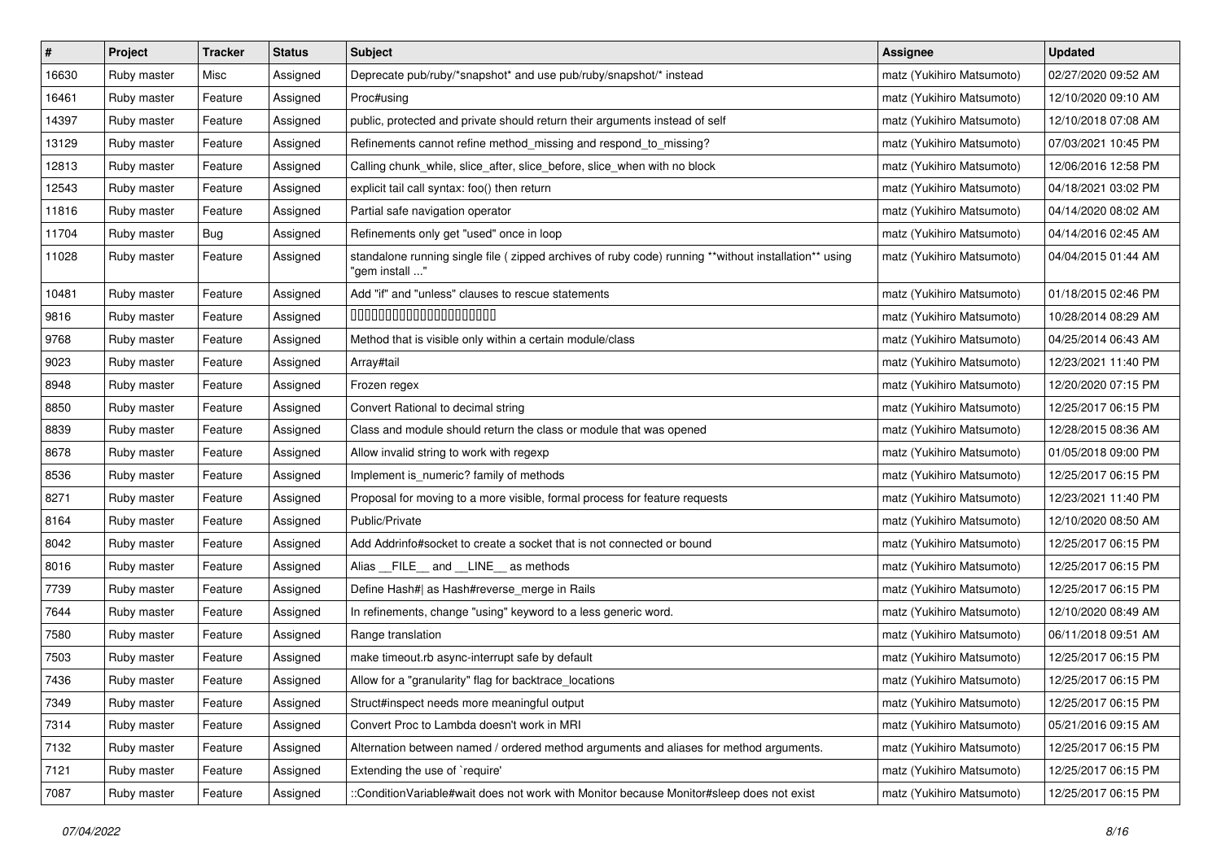| # | Project | Tracker | Status | Subject | Assignee | Updated |
|---|---|---|---|---|---|---|
| 16630 | Ruby master | Misc | Assigned | Deprecate pub/ruby/*snapshot* and use pub/ruby/snapshot/* instead | matz (Yukihiro Matsumoto) | 02/27/2020 09:52 AM |
| 16461 | Ruby master | Feature | Assigned | Proc#using | matz (Yukihiro Matsumoto) | 12/10/2020 09:10 AM |
| 14397 | Ruby master | Feature | Assigned | public, protected and private should return their arguments instead of self | matz (Yukihiro Matsumoto) | 12/10/2018 07:08 AM |
| 13129 | Ruby master | Feature | Assigned | Refinements cannot refine method_missing and respond_to_missing? | matz (Yukihiro Matsumoto) | 07/03/2021 10:45 PM |
| 12813 | Ruby master | Feature | Assigned | Calling chunk_while, slice_after, slice_before, slice_when with no block | matz (Yukihiro Matsumoto) | 12/06/2016 12:58 PM |
| 12543 | Ruby master | Feature | Assigned | explicit tail call syntax: foo() then return | matz (Yukihiro Matsumoto) | 04/18/2021 03:02 PM |
| 11816 | Ruby master | Feature | Assigned | Partial safe navigation operator | matz (Yukihiro Matsumoto) | 04/14/2020 08:02 AM |
| 11704 | Ruby master | Bug | Assigned | Refinements only get "used" once in loop | matz (Yukihiro Matsumoto) | 04/14/2016 02:45 AM |
| 11028 | Ruby master | Feature | Assigned | standalone running single file ( zipped archives of ruby code) running **without installation** using "gem install ..." | matz (Yukihiro Matsumoto) | 04/04/2015 01:44 AM |
| 10481 | Ruby master | Feature | Assigned | Add "if" and "unless" clauses to rescue statements | matz (Yukihiro Matsumoto) | 01/18/2015 02:46 PM |
| 9816 | Ruby master | Feature | Assigned | 00000000000000000000 | matz (Yukihiro Matsumoto) | 10/28/2014 08:29 AM |
| 9768 | Ruby master | Feature | Assigned | Method that is visible only within a certain module/class | matz (Yukihiro Matsumoto) | 04/25/2014 06:43 AM |
| 9023 | Ruby master | Feature | Assigned | Array#tail | matz (Yukihiro Matsumoto) | 12/23/2021 11:40 PM |
| 8948 | Ruby master | Feature | Assigned | Frozen regex | matz (Yukihiro Matsumoto) | 12/20/2020 07:15 PM |
| 8850 | Ruby master | Feature | Assigned | Convert Rational to decimal string | matz (Yukihiro Matsumoto) | 12/25/2017 06:15 PM |
| 8839 | Ruby master | Feature | Assigned | Class and module should return the class or module that was opened | matz (Yukihiro Matsumoto) | 12/28/2015 08:36 AM |
| 8678 | Ruby master | Feature | Assigned | Allow invalid string to work with regexp | matz (Yukihiro Matsumoto) | 01/05/2018 09:00 PM |
| 8536 | Ruby master | Feature | Assigned | Implement is_numeric? family of methods | matz (Yukihiro Matsumoto) | 12/25/2017 06:15 PM |
| 8271 | Ruby master | Feature | Assigned | Proposal for moving to a more visible, formal process for feature requests | matz (Yukihiro Matsumoto) | 12/23/2021 11:40 PM |
| 8164 | Ruby master | Feature | Assigned | Public/Private | matz (Yukihiro Matsumoto) | 12/10/2020 08:50 AM |
| 8042 | Ruby master | Feature | Assigned | Add Addrinfo#socket to create a socket that is not connected or bound | matz (Yukihiro Matsumoto) | 12/25/2017 06:15 PM |
| 8016 | Ruby master | Feature | Assigned | Alias __FILE__ and __LINE__ as methods | matz (Yukihiro Matsumoto) | 12/25/2017 06:15 PM |
| 7739 | Ruby master | Feature | Assigned | Define Hash#\| as Hash#reverse_merge in Rails | matz (Yukihiro Matsumoto) | 12/25/2017 06:15 PM |
| 7644 | Ruby master | Feature | Assigned | In refinements, change "using" keyword to a less generic word. | matz (Yukihiro Matsumoto) | 12/10/2020 08:49 AM |
| 7580 | Ruby master | Feature | Assigned | Range translation | matz (Yukihiro Matsumoto) | 06/11/2018 09:51 AM |
| 7503 | Ruby master | Feature | Assigned | make timeout.rb async-interrupt safe by default | matz (Yukihiro Matsumoto) | 12/25/2017 06:15 PM |
| 7436 | Ruby master | Feature | Assigned | Allow for a "granularity" flag for backtrace_locations | matz (Yukihiro Matsumoto) | 12/25/2017 06:15 PM |
| 7349 | Ruby master | Feature | Assigned | Struct#inspect needs more meaningful output | matz (Yukihiro Matsumoto) | 12/25/2017 06:15 PM |
| 7314 | Ruby master | Feature | Assigned | Convert Proc to Lambda doesn't work in MRI | matz (Yukihiro Matsumoto) | 05/21/2016 09:15 AM |
| 7132 | Ruby master | Feature | Assigned | Alternation between named / ordered method arguments and aliases for method arguments. | matz (Yukihiro Matsumoto) | 12/25/2017 06:15 PM |
| 7121 | Ruby master | Feature | Assigned | Extending the use of `require' | matz (Yukihiro Matsumoto) | 12/25/2017 06:15 PM |
| 7087 | Ruby master | Feature | Assigned | ::ConditionVariable#wait does not work with Monitor because Monitor#sleep does not exist | matz (Yukihiro Matsumoto) | 12/25/2017 06:15 PM |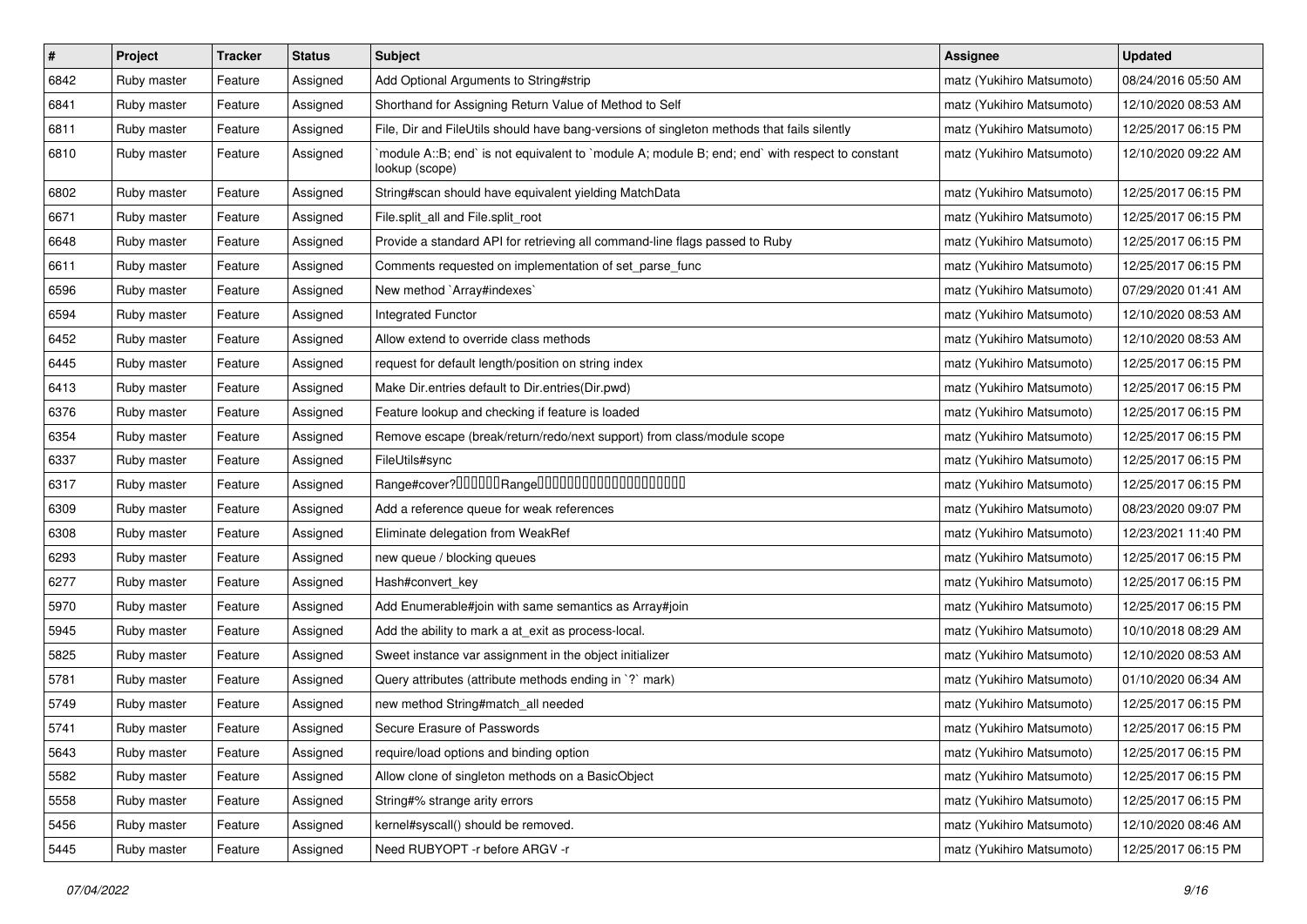| # | Project | Tracker | Status | Subject | Assignee | Updated |
|---|---|---|---|---|---|---|
| 6842 | Ruby master | Feature | Assigned | Add Optional Arguments to String#strip | matz (Yukihiro Matsumoto) | 08/24/2016 05:50 AM |
| 6841 | Ruby master | Feature | Assigned | Shorthand for Assigning Return Value of Method to Self | matz (Yukihiro Matsumoto) | 12/10/2020 08:53 AM |
| 6811 | Ruby master | Feature | Assigned | File, Dir and FileUtils should have bang-versions of singleton methods that fails silently | matz (Yukihiro Matsumoto) | 12/25/2017 06:15 PM |
| 6810 | Ruby master | Feature | Assigned | `module A::B; end` is not equivalent to `module A; module B; end; end` with respect to constant lookup (scope) | matz (Yukihiro Matsumoto) | 12/10/2020 09:22 AM |
| 6802 | Ruby master | Feature | Assigned | String#scan should have equivalent yielding MatchData | matz (Yukihiro Matsumoto) | 12/25/2017 06:15 PM |
| 6671 | Ruby master | Feature | Assigned | File.split_all and File.split_root | matz (Yukihiro Matsumoto) | 12/25/2017 06:15 PM |
| 6648 | Ruby master | Feature | Assigned | Provide a standard API for retrieving all command-line flags passed to Ruby | matz (Yukihiro Matsumoto) | 12/25/2017 06:15 PM |
| 6611 | Ruby master | Feature | Assigned | Comments requested on implementation of set_parse_func | matz (Yukihiro Matsumoto) | 12/25/2017 06:15 PM |
| 6596 | Ruby master | Feature | Assigned | New method `Array#indexes` | matz (Yukihiro Matsumoto) | 07/29/2020 01:41 AM |
| 6594 | Ruby master | Feature | Assigned | Integrated Functor | matz (Yukihiro Matsumoto) | 12/10/2020 08:53 AM |
| 6452 | Ruby master | Feature | Assigned | Allow extend to override class methods | matz (Yukihiro Matsumoto) | 12/10/2020 08:53 AM |
| 6445 | Ruby master | Feature | Assigned | request for default length/position on string index | matz (Yukihiro Matsumoto) | 12/25/2017 06:15 PM |
| 6413 | Ruby master | Feature | Assigned | Make Dir.entries default to Dir.entries(Dir.pwd) | matz (Yukihiro Matsumoto) | 12/25/2017 06:15 PM |
| 6376 | Ruby master | Feature | Assigned | Feature lookup and checking if feature is loaded | matz (Yukihiro Matsumoto) | 12/25/2017 06:15 PM |
| 6354 | Ruby master | Feature | Assigned | Remove escape (break/return/redo/next support) from class/module scope | matz (Yukihiro Matsumoto) | 12/25/2017 06:15 PM |
| 6337 | Ruby master | Feature | Assigned | FileUtils#sync | matz (Yukihiro Matsumoto) | 12/25/2017 06:15 PM |
| 6317 | Ruby master | Feature | Assigned | Range#cover?�����Range������������������� | matz (Yukihiro Matsumoto) | 12/25/2017 06:15 PM |
| 6309 | Ruby master | Feature | Assigned | Add a reference queue for weak references | matz (Yukihiro Matsumoto) | 08/23/2020 09:07 PM |
| 6308 | Ruby master | Feature | Assigned | Eliminate delegation from WeakRef | matz (Yukihiro Matsumoto) | 12/23/2021 11:40 PM |
| 6293 | Ruby master | Feature | Assigned | new queue / blocking queues | matz (Yukihiro Matsumoto) | 12/25/2017 06:15 PM |
| 6277 | Ruby master | Feature | Assigned | Hash#convert_key | matz (Yukihiro Matsumoto) | 12/25/2017 06:15 PM |
| 5970 | Ruby master | Feature | Assigned | Add Enumerable#join with same semantics as Array#join | matz (Yukihiro Matsumoto) | 12/25/2017 06:15 PM |
| 5945 | Ruby master | Feature | Assigned | Add the ability to mark a at_exit as process-local. | matz (Yukihiro Matsumoto) | 10/10/2018 08:29 AM |
| 5825 | Ruby master | Feature | Assigned | Sweet instance var assignment in the object initializer | matz (Yukihiro Matsumoto) | 12/10/2020 08:53 AM |
| 5781 | Ruby master | Feature | Assigned | Query attributes (attribute methods ending in `?` mark) | matz (Yukihiro Matsumoto) | 01/10/2020 06:34 AM |
| 5749 | Ruby master | Feature | Assigned | new method String#match_all needed | matz (Yukihiro Matsumoto) | 12/25/2017 06:15 PM |
| 5741 | Ruby master | Feature | Assigned | Secure Erasure of Passwords | matz (Yukihiro Matsumoto) | 12/25/2017 06:15 PM |
| 5643 | Ruby master | Feature | Assigned | require/load options and binding option | matz (Yukihiro Matsumoto) | 12/25/2017 06:15 PM |
| 5582 | Ruby master | Feature | Assigned | Allow clone of singleton methods on a BasicObject | matz (Yukihiro Matsumoto) | 12/25/2017 06:15 PM |
| 5558 | Ruby master | Feature | Assigned | String#% strange arity errors | matz (Yukihiro Matsumoto) | 12/25/2017 06:15 PM |
| 5456 | Ruby master | Feature | Assigned | kernel#syscall() should be removed. | matz (Yukihiro Matsumoto) | 12/10/2020 08:46 AM |
| 5445 | Ruby master | Feature | Assigned | Need RUBYOPT -r before ARGV -r | matz (Yukihiro Matsumoto) | 12/25/2017 06:15 PM |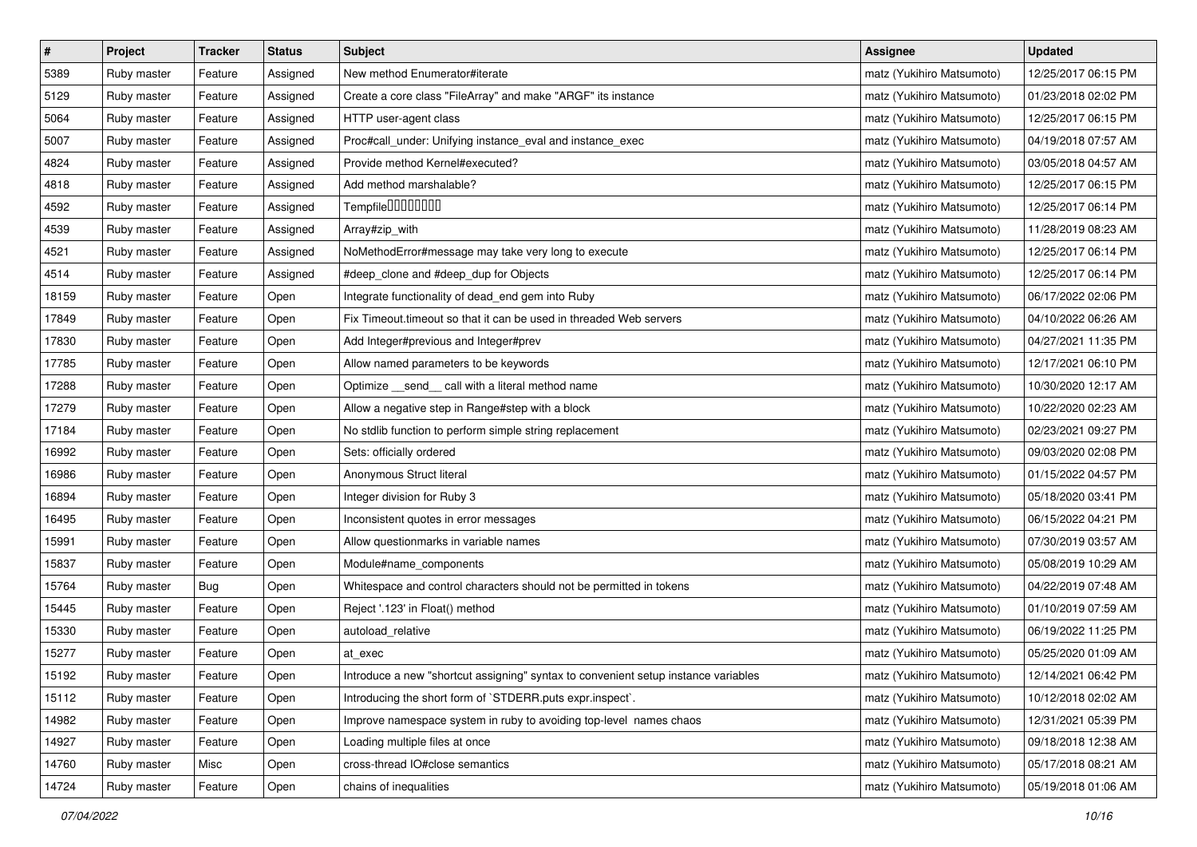| # | Project | Tracker | Status | Subject | Assignee | Updated |
|---|---|---|---|---|---|---|
| 5389 | Ruby master | Feature | Assigned | New method Enumerator#iterate | matz (Yukihiro Matsumoto) | 12/25/2017 06:15 PM |
| 5129 | Ruby master | Feature | Assigned | Create a core class "FileArray" and make "ARGF" its instance | matz (Yukihiro Matsumoto) | 01/23/2018 02:02 PM |
| 5064 | Ruby master | Feature | Assigned | HTTP user-agent class | matz (Yukihiro Matsumoto) | 12/25/2017 06:15 PM |
| 5007 | Ruby master | Feature | Assigned | Proc#call_under: Unifying instance_eval and instance_exec | matz (Yukihiro Matsumoto) | 04/19/2018 07:57 AM |
| 4824 | Ruby master | Feature | Assigned | Provide method Kernel#executed? | matz (Yukihiro Matsumoto) | 03/05/2018 04:57 AM |
| 4818 | Ruby master | Feature | Assigned | Add method marshalable? | matz (Yukihiro Matsumoto) | 12/25/2017 06:15 PM |
| 4592 | Ruby master | Feature | Assigned | Tempfile□□□□□□□□ | matz (Yukihiro Matsumoto) | 12/25/2017 06:14 PM |
| 4539 | Ruby master | Feature | Assigned | Array#zip_with | matz (Yukihiro Matsumoto) | 11/28/2019 08:23 AM |
| 4521 | Ruby master | Feature | Assigned | NoMethodError#message may take very long to execute | matz (Yukihiro Matsumoto) | 12/25/2017 06:14 PM |
| 4514 | Ruby master | Feature | Assigned | #deep_clone and #deep_dup for Objects | matz (Yukihiro Matsumoto) | 12/25/2017 06:14 PM |
| 18159 | Ruby master | Feature | Open | Integrate functionality of dead_end gem into Ruby | matz (Yukihiro Matsumoto) | 06/17/2022 02:06 PM |
| 17849 | Ruby master | Feature | Open | Fix Timeout.timeout so that it can be used in threaded Web servers | matz (Yukihiro Matsumoto) | 04/10/2022 06:26 AM |
| 17830 | Ruby master | Feature | Open | Add Integer#previous and Integer#prev | matz (Yukihiro Matsumoto) | 04/27/2021 11:35 PM |
| 17785 | Ruby master | Feature | Open | Allow named parameters to be keywords | matz (Yukihiro Matsumoto) | 12/17/2021 06:10 PM |
| 17288 | Ruby master | Feature | Open | Optimize __send__ call with a literal method name | matz (Yukihiro Matsumoto) | 10/30/2020 12:17 AM |
| 17279 | Ruby master | Feature | Open | Allow a negative step in Range#step with a block | matz (Yukihiro Matsumoto) | 10/22/2020 02:23 AM |
| 17184 | Ruby master | Feature | Open | No stdlib function to perform simple string replacement | matz (Yukihiro Matsumoto) | 02/23/2021 09:27 PM |
| 16992 | Ruby master | Feature | Open | Sets: officially ordered | matz (Yukihiro Matsumoto) | 09/03/2020 02:08 PM |
| 16986 | Ruby master | Feature | Open | Anonymous Struct literal | matz (Yukihiro Matsumoto) | 01/15/2022 04:57 PM |
| 16894 | Ruby master | Feature | Open | Integer division for Ruby 3 | matz (Yukihiro Matsumoto) | 05/18/2020 03:41 PM |
| 16495 | Ruby master | Feature | Open | Inconsistent quotes in error messages | matz (Yukihiro Matsumoto) | 06/15/2022 04:21 PM |
| 15991 | Ruby master | Feature | Open | Allow questionmarks in variable names | matz (Yukihiro Matsumoto) | 07/30/2019 03:57 AM |
| 15837 | Ruby master | Feature | Open | Module#name_components | matz (Yukihiro Matsumoto) | 05/08/2019 10:29 AM |
| 15764 | Ruby master | Bug | Open | Whitespace and control characters should not be permitted in tokens | matz (Yukihiro Matsumoto) | 04/22/2019 07:48 AM |
| 15445 | Ruby master | Feature | Open | Reject '.123' in Float() method | matz (Yukihiro Matsumoto) | 01/10/2019 07:59 AM |
| 15330 | Ruby master | Feature | Open | autoload_relative | matz (Yukihiro Matsumoto) | 06/19/2022 11:25 PM |
| 15277 | Ruby master | Feature | Open | at_exec | matz (Yukihiro Matsumoto) | 05/25/2020 01:09 AM |
| 15192 | Ruby master | Feature | Open | Introduce a new "shortcut assigning" syntax to convenient setup instance variables | matz (Yukihiro Matsumoto) | 12/14/2021 06:42 PM |
| 15112 | Ruby master | Feature | Open | Introducing the short form of `STDERR.puts expr.inspect`. | matz (Yukihiro Matsumoto) | 10/12/2018 02:02 AM |
| 14982 | Ruby master | Feature | Open | Improve namespace system in ruby to avoiding top-level names chaos | matz (Yukihiro Matsumoto) | 12/31/2021 05:39 PM |
| 14927 | Ruby master | Feature | Open | Loading multiple files at once | matz (Yukihiro Matsumoto) | 09/18/2018 12:38 AM |
| 14760 | Ruby master | Misc | Open | cross-thread IO#close semantics | matz (Yukihiro Matsumoto) | 05/17/2018 08:21 AM |
| 14724 | Ruby master | Feature | Open | chains of inequalities | matz (Yukihiro Matsumoto) | 05/19/2018 01:06 AM |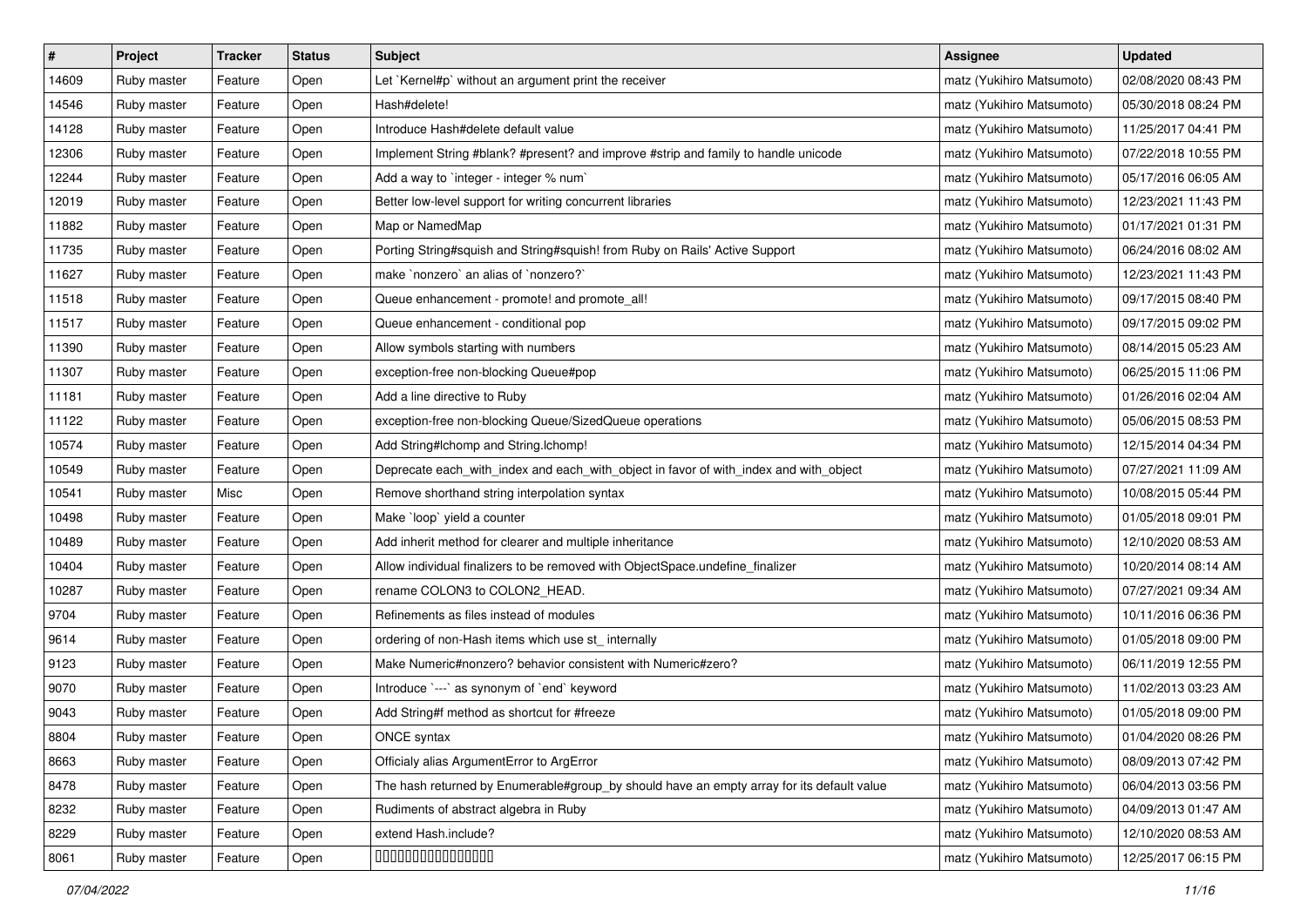| # | Project | Tracker | Status | Subject | Assignee | Updated |
|---|---|---|---|---|---|---|
| 14609 | Ruby master | Feature | Open | Let `Kernel#p` without an argument print the receiver | matz (Yukihiro Matsumoto) | 02/08/2020 08:43 PM |
| 14546 | Ruby master | Feature | Open | Hash#delete! | matz (Yukihiro Matsumoto) | 05/30/2018 08:24 PM |
| 14128 | Ruby master | Feature | Open | Introduce Hash#delete default value | matz (Yukihiro Matsumoto) | 11/25/2017 04:41 PM |
| 12306 | Ruby master | Feature | Open | Implement String #blank? #present? and improve #strip and family to handle unicode | matz (Yukihiro Matsumoto) | 07/22/2018 10:55 PM |
| 12244 | Ruby master | Feature | Open | Add a way to `integer - integer % num` | matz (Yukihiro Matsumoto) | 05/17/2016 06:05 AM |
| 12019 | Ruby master | Feature | Open | Better low-level support for writing concurrent libraries | matz (Yukihiro Matsumoto) | 12/23/2021 11:43 PM |
| 11882 | Ruby master | Feature | Open | Map or NamedMap | matz (Yukihiro Matsumoto) | 01/17/2021 01:31 PM |
| 11735 | Ruby master | Feature | Open | Porting String#squish and String#squish! from Ruby on Rails' Active Support | matz (Yukihiro Matsumoto) | 06/24/2016 08:02 AM |
| 11627 | Ruby master | Feature | Open | make `nonzero` an alias of `nonzero?` | matz (Yukihiro Matsumoto) | 12/23/2021 11:43 PM |
| 11518 | Ruby master | Feature | Open | Queue enhancement - promote! and promote_all! | matz (Yukihiro Matsumoto) | 09/17/2015 08:40 PM |
| 11517 | Ruby master | Feature | Open | Queue enhancement - conditional pop | matz (Yukihiro Matsumoto) | 09/17/2015 09:02 PM |
| 11390 | Ruby master | Feature | Open | Allow symbols starting with numbers | matz (Yukihiro Matsumoto) | 08/14/2015 05:23 AM |
| 11307 | Ruby master | Feature | Open | exception-free non-blocking Queue#pop | matz (Yukihiro Matsumoto) | 06/25/2015 11:06 PM |
| 11181 | Ruby master | Feature | Open | Add a line directive to Ruby | matz (Yukihiro Matsumoto) | 01/26/2016 02:04 AM |
| 11122 | Ruby master | Feature | Open | exception-free non-blocking Queue/SizedQueue operations | matz (Yukihiro Matsumoto) | 05/06/2015 08:53 PM |
| 10574 | Ruby master | Feature | Open | Add String#lchomp and String.lchomp! | matz (Yukihiro Matsumoto) | 12/15/2014 04:34 PM |
| 10549 | Ruby master | Feature | Open | Deprecate each_with_index and each_with_object in favor of with_index and with_object | matz (Yukihiro Matsumoto) | 07/27/2021 11:09 AM |
| 10541 | Ruby master | Misc | Open | Remove shorthand string interpolation syntax | matz (Yukihiro Matsumoto) | 10/08/2015 05:44 PM |
| 10498 | Ruby master | Feature | Open | Make `loop` yield a counter | matz (Yukihiro Matsumoto) | 01/05/2018 09:01 PM |
| 10489 | Ruby master | Feature | Open | Add inherit method for clearer and multiple inheritance | matz (Yukihiro Matsumoto) | 12/10/2020 08:53 AM |
| 10404 | Ruby master | Feature | Open | Allow individual finalizers to be removed with ObjectSpace.undefine_finalizer | matz (Yukihiro Matsumoto) | 10/20/2014 08:14 AM |
| 10287 | Ruby master | Feature | Open | rename COLON3 to COLON2_HEAD. | matz (Yukihiro Matsumoto) | 07/27/2021 09:34 AM |
| 9704 | Ruby master | Feature | Open | Refinements as files instead of modules | matz (Yukihiro Matsumoto) | 10/11/2016 06:36 PM |
| 9614 | Ruby master | Feature | Open | ordering of non-Hash items which use st_ internally | matz (Yukihiro Matsumoto) | 01/05/2018 09:00 PM |
| 9123 | Ruby master | Feature | Open | Make Numeric#nonzero? behavior consistent with Numeric#zero? | matz (Yukihiro Matsumoto) | 06/11/2019 12:55 PM |
| 9070 | Ruby master | Feature | Open | Introduce `---` as synonym of `end` keyword | matz (Yukihiro Matsumoto) | 11/02/2013 03:23 AM |
| 9043 | Ruby master | Feature | Open | Add String#f method as shortcut for #freeze | matz (Yukihiro Matsumoto) | 01/05/2018 09:00 PM |
| 8804 | Ruby master | Feature | Open | ONCE syntax | matz (Yukihiro Matsumoto) | 01/04/2020 08:26 PM |
| 8663 | Ruby master | Feature | Open | Officialy alias ArgumentError to ArgError | matz (Yukihiro Matsumoto) | 08/09/2013 07:42 PM |
| 8478 | Ruby master | Feature | Open | The hash returned by Enumerable#group_by should have an empty array for its default value | matz (Yukihiro Matsumoto) | 06/04/2013 03:56 PM |
| 8232 | Ruby master | Feature | Open | Rudiments of abstract algebra in Ruby | matz (Yukihiro Matsumoto) | 04/09/2013 01:47 AM |
| 8229 | Ruby master | Feature | Open | extend Hash.include? | matz (Yukihiro Matsumoto) | 12/10/2020 08:53 AM |
| 8061 | Ruby master | Feature | Open | 0000000000000000 | matz (Yukihiro Matsumoto) | 12/25/2017 06:15 PM |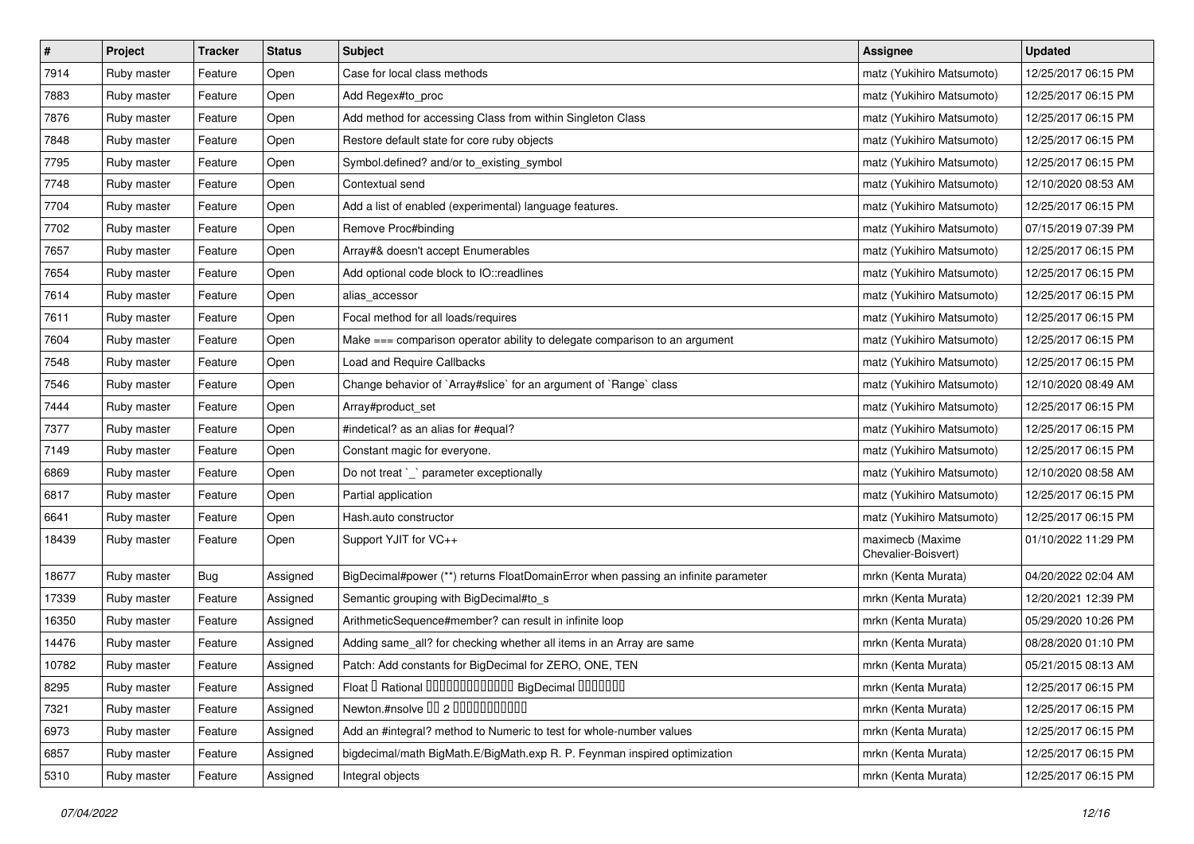| # | Project | Tracker | Status | Subject | Assignee | Updated |
|---|---|---|---|---|---|---|
| 7914 | Ruby master | Feature | Open | Case for local class methods | matz (Yukihiro Matsumoto) | 12/25/2017 06:15 PM |
| 7883 | Ruby master | Feature | Open | Add Regex#to_proc | matz (Yukihiro Matsumoto) | 12/25/2017 06:15 PM |
| 7876 | Ruby master | Feature | Open | Add method for accessing Class from within Singleton Class | matz (Yukihiro Matsumoto) | 12/25/2017 06:15 PM |
| 7848 | Ruby master | Feature | Open | Restore default state for core ruby objects | matz (Yukihiro Matsumoto) | 12/25/2017 06:15 PM |
| 7795 | Ruby master | Feature | Open | Symbol.defined? and/or to_existing_symbol | matz (Yukihiro Matsumoto) | 12/25/2017 06:15 PM |
| 7748 | Ruby master | Feature | Open | Contextual send | matz (Yukihiro Matsumoto) | 12/10/2020 08:53 AM |
| 7704 | Ruby master | Feature | Open | Add a list of enabled (experimental) language features. | matz (Yukihiro Matsumoto) | 12/25/2017 06:15 PM |
| 7702 | Ruby master | Feature | Open | Remove Proc#binding | matz (Yukihiro Matsumoto) | 07/15/2019 07:39 PM |
| 7657 | Ruby master | Feature | Open | Array#& doesn't accept Enumerables | matz (Yukihiro Matsumoto) | 12/25/2017 06:15 PM |
| 7654 | Ruby master | Feature | Open | Add optional code block to IO::readlines | matz (Yukihiro Matsumoto) | 12/25/2017 06:15 PM |
| 7614 | Ruby master | Feature | Open | alias_accessor | matz (Yukihiro Matsumoto) | 12/25/2017 06:15 PM |
| 7611 | Ruby master | Feature | Open | Focal method for all loads/requires | matz (Yukihiro Matsumoto) | 12/25/2017 06:15 PM |
| 7604 | Ruby master | Feature | Open | Make === comparison operator ability to delegate comparison to an argument | matz (Yukihiro Matsumoto) | 12/25/2017 06:15 PM |
| 7548 | Ruby master | Feature | Open | Load and Require Callbacks | matz (Yukihiro Matsumoto) | 12/25/2017 06:15 PM |
| 7546 | Ruby master | Feature | Open | Change behavior of `Array#slice` for an argument of `Range` class | matz (Yukihiro Matsumoto) | 12/10/2020 08:49 AM |
| 7444 | Ruby master | Feature | Open | Array#product_set | matz (Yukihiro Matsumoto) | 12/25/2017 06:15 PM |
| 7377 | Ruby master | Feature | Open | #indetical? as an alias for #equal? | matz (Yukihiro Matsumoto) | 12/25/2017 06:15 PM |
| 7149 | Ruby master | Feature | Open | Constant magic for everyone. | matz (Yukihiro Matsumoto) | 12/25/2017 06:15 PM |
| 6869 | Ruby master | Feature | Open | Do not treat `_` parameter exceptionally | matz (Yukihiro Matsumoto) | 12/10/2020 08:58 AM |
| 6817 | Ruby master | Feature | Open | Partial application | matz (Yukihiro Matsumoto) | 12/25/2017 06:15 PM |
| 6641 | Ruby master | Feature | Open | Hash.auto constructor | matz (Yukihiro Matsumoto) | 12/25/2017 06:15 PM |
| 18439 | Ruby master | Feature | Open | Support YJIT for VC++ | maximecb (Maxime Chevalier-Boisvert) | 01/10/2022 11:29 PM |
| 18677 | Ruby master | Bug | Assigned | BigDecimal#power (**) returns FloatDomainError when passing an infinite parameter | mrkn (Kenta Murata) | 04/20/2022 02:04 AM |
| 17339 | Ruby master | Feature | Assigned | Semantic grouping with BigDecimal#to_s | mrkn (Kenta Murata) | 12/20/2021 12:39 PM |
| 16350 | Ruby master | Feature | Assigned | ArithmeticSequence#member? can result in infinite loop | mrkn (Kenta Murata) | 05/29/2020 10:26 PM |
| 14476 | Ruby master | Feature | Assigned | Adding same_all? for checking whether all items in an Array are same | mrkn (Kenta Murata) | 08/28/2020 01:10 PM |
| 10782 | Ruby master | Feature | Assigned | Patch: Add constants for BigDecimal for ZERO, ONE, TEN | mrkn (Kenta Murata) | 05/21/2015 08:13 AM |
| 8295 | Ruby master | Feature | Assigned | Float ▯ Rational ▯▯▯▯▯▯▯▯▯▯▯▯▯ BigDecimal ▯▯▯▯▯▯▯ | mrkn (Kenta Murata) | 12/25/2017 06:15 PM |
| 7321 | Ruby master | Feature | Assigned | Newton.#nsolve ▯▯ 2 ▯▯▯▯▯▯▯▯▯▯▯ | mrkn (Kenta Murata) | 12/25/2017 06:15 PM |
| 6973 | Ruby master | Feature | Assigned | Add an #integral? method to Numeric to test for whole-number values | mrkn (Kenta Murata) | 12/25/2017 06:15 PM |
| 6857 | Ruby master | Feature | Assigned | bigdecimal/math BigMath.E/BigMath.exp R. P. Feynman inspired optimization | mrkn (Kenta Murata) | 12/25/2017 06:15 PM |
| 5310 | Ruby master | Feature | Assigned | Integral objects | mrkn (Kenta Murata) | 12/25/2017 06:15 PM |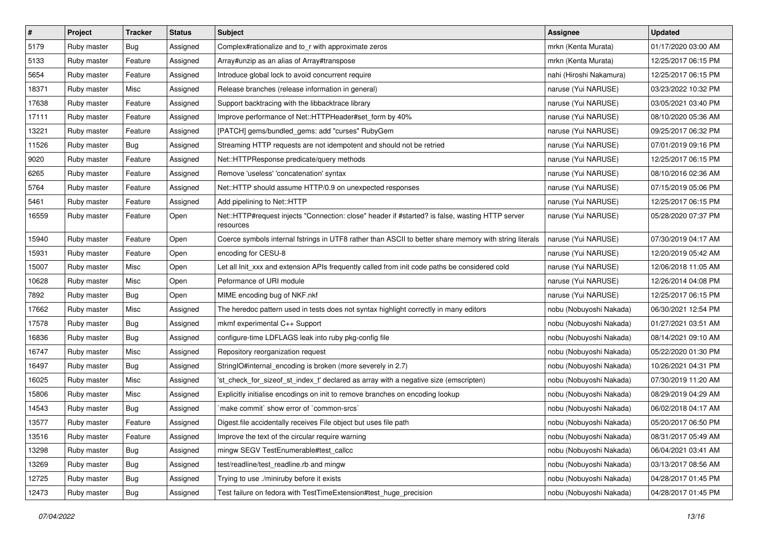| # | Project | Tracker | Status | Subject | Assignee | Updated |
|---|---|---|---|---|---|---|
| 5179 | Ruby master | Bug | Assigned | Complex#rationalize and to_r with approximate zeros | mrkn (Kenta Murata) | 01/17/2020 03:00 AM |
| 5133 | Ruby master | Feature | Assigned | Array#unzip as an alias of Array#transpose | mrkn (Kenta Murata) | 12/25/2017 06:15 PM |
| 5654 | Ruby master | Feature | Assigned | Introduce global lock to avoid concurrent require | nahi (Hiroshi Nakamura) | 12/25/2017 06:15 PM |
| 18371 | Ruby master | Misc | Assigned | Release branches (release information in general) | naruse (Yui NARUSE) | 03/23/2022 10:32 PM |
| 17638 | Ruby master | Feature | Assigned | Support backtracing with the libbacktrace library | naruse (Yui NARUSE) | 03/05/2021 03:40 PM |
| 17111 | Ruby master | Feature | Assigned | Improve performance of Net::HTTPHeader#set_form by 40% | naruse (Yui NARUSE) | 08/10/2020 05:36 AM |
| 13221 | Ruby master | Feature | Assigned | [PATCH] gems/bundled_gems: add "curses" RubyGem | naruse (Yui NARUSE) | 09/25/2017 06:32 PM |
| 11526 | Ruby master | Bug | Assigned | Streaming HTTP requests are not idempotent and should not be retried | naruse (Yui NARUSE) | 07/01/2019 09:16 PM |
| 9020 | Ruby master | Feature | Assigned | Net::HTTPResponse predicate/query methods | naruse (Yui NARUSE) | 12/25/2017 06:15 PM |
| 6265 | Ruby master | Feature | Assigned | Remove 'useless' 'concatenation' syntax | naruse (Yui NARUSE) | 08/10/2016 02:36 AM |
| 5764 | Ruby master | Feature | Assigned | Net::HTTP should assume HTTP/0.9 on unexpected responses | naruse (Yui NARUSE) | 07/15/2019 05:06 PM |
| 5461 | Ruby master | Feature | Assigned | Add pipelining to Net::HTTP | naruse (Yui NARUSE) | 12/25/2017 06:15 PM |
| 16559 | Ruby master | Feature | Open | Net::HTTP#request injects "Connection: close" header if #started? is false, wasting HTTP server resources | naruse (Yui NARUSE) | 05/28/2020 07:37 PM |
| 15940 | Ruby master | Feature | Open | Coerce symbols internal fstrings in UTF8 rather than ASCII to better share memory with string literals | naruse (Yui NARUSE) | 07/30/2019 04:17 AM |
| 15931 | Ruby master | Feature | Open | encoding for CESU-8 | naruse (Yui NARUSE) | 12/20/2019 05:42 AM |
| 15007 | Ruby master | Misc | Open | Let all Init_xxx and extension APIs frequently called from init code paths be considered cold | naruse (Yui NARUSE) | 12/06/2018 11:05 AM |
| 10628 | Ruby master | Misc | Open | Peformance of URI module | naruse (Yui NARUSE) | 12/26/2014 04:08 PM |
| 7892 | Ruby master | Bug | Open | MIME encoding bug of NKF.nkf | naruse (Yui NARUSE) | 12/25/2017 06:15 PM |
| 17662 | Ruby master | Misc | Assigned | The heredoc pattern used in tests does not syntax highlight correctly in many editors | nobu (Nobuyoshi Nakada) | 06/30/2021 12:54 PM |
| 17578 | Ruby master | Bug | Assigned | mkmf experimental C++ Support | nobu (Nobuyoshi Nakada) | 01/27/2021 03:51 AM |
| 16836 | Ruby master | Bug | Assigned | configure-time LDFLAGS leak into ruby pkg-config file | nobu (Nobuyoshi Nakada) | 08/14/2021 09:10 AM |
| 16747 | Ruby master | Misc | Assigned | Repository reorganization request | nobu (Nobuyoshi Nakada) | 05/22/2020 01:30 PM |
| 16497 | Ruby master | Bug | Assigned | StringIO#internal_encoding is broken (more severely in 2.7) | nobu (Nobuyoshi Nakada) | 10/26/2021 04:31 PM |
| 16025 | Ruby master | Misc | Assigned | 'st_check_for_sizeof_st_index_t' declared as array with a negative size (emscripten) | nobu (Nobuyoshi Nakada) | 07/30/2019 11:20 AM |
| 15806 | Ruby master | Misc | Assigned | Explicitly initialise encodings on init to remove branches on encoding lookup | nobu (Nobuyoshi Nakada) | 08/29/2019 04:29 AM |
| 14543 | Ruby master | Bug | Assigned | `make commit` show error of `common-srcs` | nobu (Nobuyoshi Nakada) | 06/02/2018 04:17 AM |
| 13577 | Ruby master | Feature | Assigned | Digest.file accidentally receives File object but uses file path | nobu (Nobuyoshi Nakada) | 05/20/2017 06:50 PM |
| 13516 | Ruby master | Feature | Assigned | Improve the text of the circular require warning | nobu (Nobuyoshi Nakada) | 08/31/2017 05:49 AM |
| 13298 | Ruby master | Bug | Assigned | mingw SEGV TestEnumerable#test_callcc | nobu (Nobuyoshi Nakada) | 06/04/2021 03:41 AM |
| 13269 | Ruby master | Bug | Assigned | test/readline/test_readline.rb and mingw | nobu (Nobuyoshi Nakada) | 03/13/2017 08:56 AM |
| 12725 | Ruby master | Bug | Assigned | Trying to use ./miniruby before it exists | nobu (Nobuyoshi Nakada) | 04/28/2017 01:45 PM |
| 12473 | Ruby master | Bug | Assigned | Test failure on fedora with TestTimeExtension#test_huge_precision | nobu (Nobuyoshi Nakada) | 04/28/2017 01:45 PM |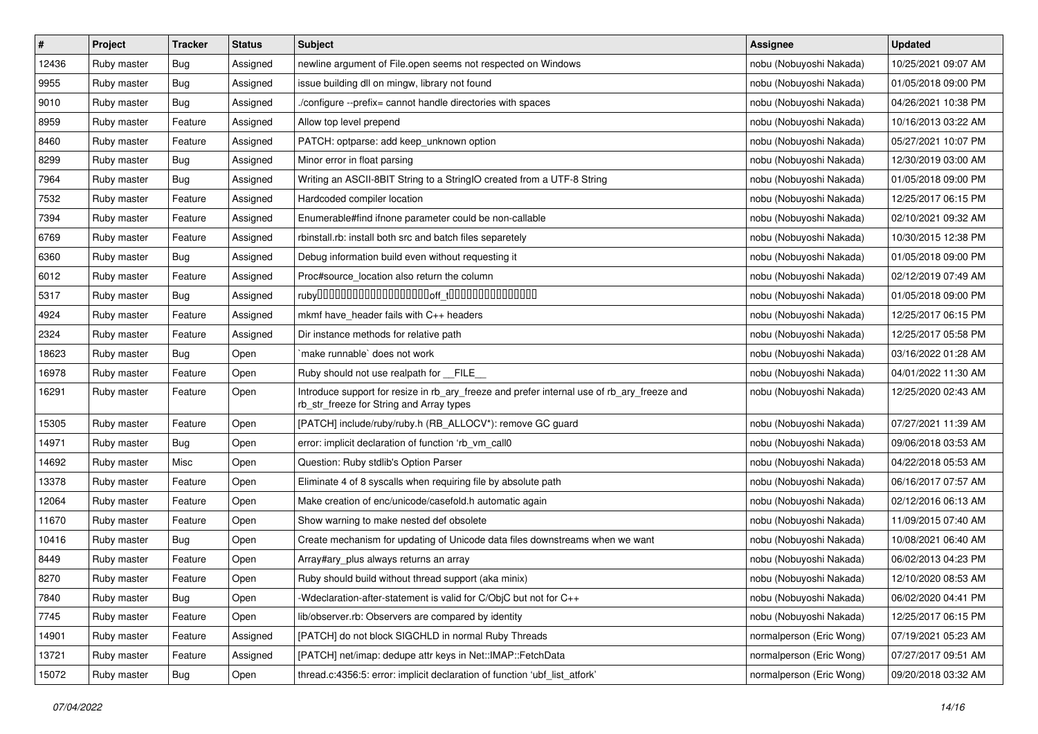| # | Project | Tracker | Status | Subject | Assignee | Updated |
|---|---|---|---|---|---|---|
| 12436 | Ruby master | Bug | Assigned | newline argument of File.open seems not respected on Windows | nobu (Nobuyoshi Nakada) | 10/25/2021 09:07 AM |
| 9955 | Ruby master | Bug | Assigned | issue building dll on mingw, library not found | nobu (Nobuyoshi Nakada) | 01/05/2018 09:00 PM |
| 9010 | Ruby master | Bug | Assigned | ./configure --prefix= cannot handle directories with spaces | nobu (Nobuyoshi Nakada) | 04/26/2021 10:38 PM |
| 8959 | Ruby master | Feature | Assigned | Allow top level prepend | nobu (Nobuyoshi Nakada) | 10/16/2013 03:22 AM |
| 8460 | Ruby master | Feature | Assigned | PATCH: optparse: add keep_unknown option | nobu (Nobuyoshi Nakada) | 05/27/2021 10:07 PM |
| 8299 | Ruby master | Bug | Assigned | Minor error in float parsing | nobu (Nobuyoshi Nakada) | 12/30/2019 03:00 AM |
| 7964 | Ruby master | Bug | Assigned | Writing an ASCII-8BIT String to a StringIO created from a UTF-8 String | nobu (Nobuyoshi Nakada) | 01/05/2018 09:00 PM |
| 7532 | Ruby master | Feature | Assigned | Hardcoded compiler location | nobu (Nobuyoshi Nakada) | 12/25/2017 06:15 PM |
| 7394 | Ruby master | Feature | Assigned | Enumerable#find ifnone parameter could be non-callable | nobu (Nobuyoshi Nakada) | 02/10/2021 09:32 AM |
| 6769 | Ruby master | Feature | Assigned | rbinstall.rb: install both src and batch files separetely | nobu (Nobuyoshi Nakada) | 10/30/2015 12:38 PM |
| 6360 | Ruby master | Bug | Assigned | Debug information build even without requesting it | nobu (Nobuyoshi Nakada) | 01/05/2018 09:00 PM |
| 6012 | Ruby master | Feature | Assigned | Proc#source_location also return the column | nobu (Nobuyoshi Nakada) | 02/12/2019 07:49 AM |
| 5317 | Ruby master | Bug | Assigned | ruby□□□□□□□□□□□□□□□□□□□□off_t□□□□□□□□□□□□□□□□ | nobu (Nobuyoshi Nakada) | 01/05/2018 09:00 PM |
| 4924 | Ruby master | Feature | Assigned | mkmf have_header fails with C++ headers | nobu (Nobuyoshi Nakada) | 12/25/2017 06:15 PM |
| 2324 | Ruby master | Feature | Assigned | Dir instance methods for relative path | nobu (Nobuyoshi Nakada) | 12/25/2017 05:58 PM |
| 18623 | Ruby master | Bug | Open | `make runnable` does not work | nobu (Nobuyoshi Nakada) | 03/16/2022 01:28 AM |
| 16978 | Ruby master | Feature | Open | Ruby should not use realpath for __FILE__ | nobu (Nobuyoshi Nakada) | 04/01/2022 11:30 AM |
| 16291 | Ruby master | Feature | Open | Introduce support for resize in rb_ary_freeze and prefer internal use of rb_ary_freeze and rb_str_freeze for String and Array types | nobu (Nobuyoshi Nakada) | 12/25/2020 02:43 AM |
| 15305 | Ruby master | Feature | Open | [PATCH] include/ruby/ruby.h (RB_ALLOCV*): remove GC guard | nobu (Nobuyoshi Nakada) | 07/27/2021 11:39 AM |
| 14971 | Ruby master | Bug | Open | error: implicit declaration of function 'rb_vm_call0 | nobu (Nobuyoshi Nakada) | 09/06/2018 03:53 AM |
| 14692 | Ruby master | Misc | Open | Question: Ruby stdlib's Option Parser | nobu (Nobuyoshi Nakada) | 04/22/2018 05:53 AM |
| 13378 | Ruby master | Feature | Open | Eliminate 4 of 8 syscalls when requiring file by absolute path | nobu (Nobuyoshi Nakada) | 06/16/2017 07:57 AM |
| 12064 | Ruby master | Feature | Open | Make creation of enc/unicode/casefold.h automatic again | nobu (Nobuyoshi Nakada) | 02/12/2016 06:13 AM |
| 11670 | Ruby master | Feature | Open | Show warning to make nested def obsolete | nobu (Nobuyoshi Nakada) | 11/09/2015 07:40 AM |
| 10416 | Ruby master | Bug | Open | Create mechanism for updating of Unicode data files downstreams when we want | nobu (Nobuyoshi Nakada) | 10/08/2021 06:40 AM |
| 8449 | Ruby master | Feature | Open | Array#ary_plus always returns an array | nobu (Nobuyoshi Nakada) | 06/02/2013 04:23 PM |
| 8270 | Ruby master | Feature | Open | Ruby should build without thread support (aka minix) | nobu (Nobuyoshi Nakada) | 12/10/2020 08:53 AM |
| 7840 | Ruby master | Bug | Open | -Wdeclaration-after-statement is valid for C/ObjC but not for C++ | nobu (Nobuyoshi Nakada) | 06/02/2020 04:41 PM |
| 7745 | Ruby master | Feature | Open | lib/observer.rb: Observers are compared by identity | nobu (Nobuyoshi Nakada) | 12/25/2017 06:15 PM |
| 14901 | Ruby master | Feature | Assigned | [PATCH] do not block SIGCHLD in normal Ruby Threads | normalperson (Eric Wong) | 07/19/2021 05:23 AM |
| 13721 | Ruby master | Feature | Assigned | [PATCH] net/imap: dedupe attr keys in Net::IMAP::FetchData | normalperson (Eric Wong) | 07/27/2017 09:51 AM |
| 15072 | Ruby master | Bug | Open | thread.c:4356:5: error: implicit declaration of function 'ubf_list_atfork' | normalperson (Eric Wong) | 09/20/2018 03:32 AM |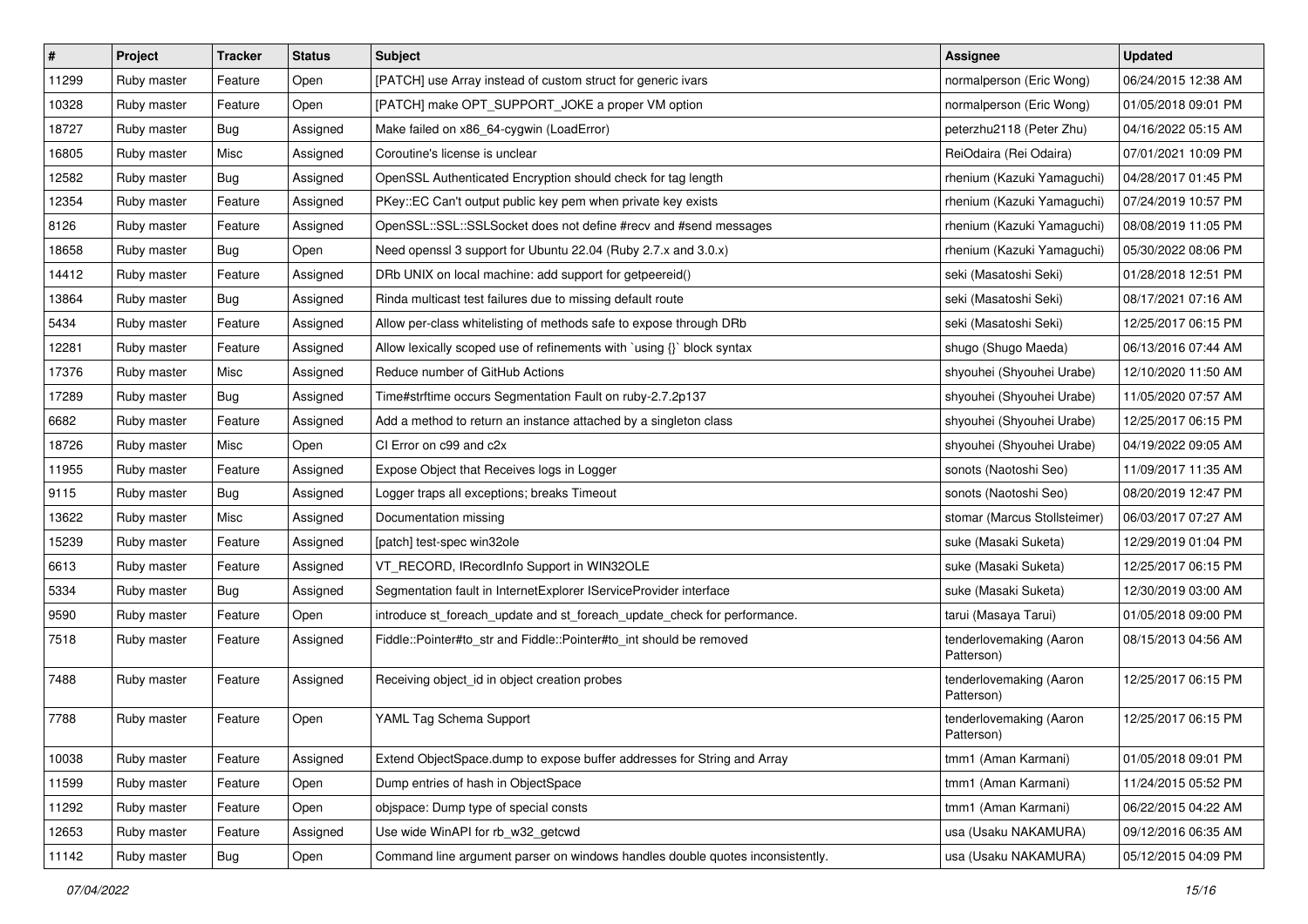| # | Project | Tracker | Status | Subject | Assignee | Updated |
|---|---|---|---|---|---|---|
| 11299 | Ruby master | Feature | Open | [PATCH] use Array instead of custom struct for generic ivars | normalperson (Eric Wong) | 06/24/2015 12:38 AM |
| 10328 | Ruby master | Feature | Open | [PATCH] make OPT_SUPPORT_JOKE a proper VM option | normalperson (Eric Wong) | 01/05/2018 09:01 PM |
| 18727 | Ruby master | Bug | Assigned | Make failed on x86_64-cygwin (LoadError) | peterzhu2118 (Peter Zhu) | 04/16/2022 05:15 AM |
| 16805 | Ruby master | Misc | Assigned | Coroutine's license is unclear | ReiOdaira (Rei Odaira) | 07/01/2021 10:09 PM |
| 12582 | Ruby master | Bug | Assigned | OpenSSL Authenticated Encryption should check for tag length | rhenium (Kazuki Yamaguchi) | 04/28/2017 01:45 PM |
| 12354 | Ruby master | Feature | Assigned | PKey::EC Can't output public key pem when private key exists | rhenium (Kazuki Yamaguchi) | 07/24/2019 10:57 PM |
| 8126 | Ruby master | Feature | Assigned | OpenSSL::SSL::SSLSocket does not define #recv and #send messages | rhenium (Kazuki Yamaguchi) | 08/08/2019 11:05 PM |
| 18658 | Ruby master | Bug | Open | Need openssl 3 support for Ubuntu 22.04 (Ruby 2.7.x and 3.0.x) | rhenium (Kazuki Yamaguchi) | 05/30/2022 08:06 PM |
| 14412 | Ruby master | Feature | Assigned | DRb UNIX on local machine: add support for getpeereid() | seki (Masatoshi Seki) | 01/28/2018 12:51 PM |
| 13864 | Ruby master | Bug | Assigned | Rinda multicast test failures due to missing default route | seki (Masatoshi Seki) | 08/17/2021 07:16 AM |
| 5434 | Ruby master | Feature | Assigned | Allow per-class whitelisting of methods safe to expose through DRb | seki (Masatoshi Seki) | 12/25/2017 06:15 PM |
| 12281 | Ruby master | Feature | Assigned | Allow lexically scoped use of refinements with `using {}` block syntax | shugo (Shugo Maeda) | 06/13/2016 07:44 AM |
| 17376 | Ruby master | Misc | Assigned | Reduce number of GitHub Actions | shyouhei (Shyouhei Urabe) | 12/10/2020 11:50 AM |
| 17289 | Ruby master | Bug | Assigned | Time#strftime occurs Segmentation Fault on ruby-2.7.2p137 | shyouhei (Shyouhei Urabe) | 11/05/2020 07:57 AM |
| 6682 | Ruby master | Feature | Assigned | Add a method to return an instance attached by a singleton class | shyouhei (Shyouhei Urabe) | 12/25/2017 06:15 PM |
| 18726 | Ruby master | Misc | Open | CI Error on c99 and c2x | shyouhei (Shyouhei Urabe) | 04/19/2022 09:05 AM |
| 11955 | Ruby master | Feature | Assigned | Expose Object that Receives logs in Logger | sonots (Naotoshi Seo) | 11/09/2017 11:35 AM |
| 9115 | Ruby master | Bug | Assigned | Logger traps all exceptions; breaks Timeout | sonots (Naotoshi Seo) | 08/20/2019 12:47 PM |
| 13622 | Ruby master | Misc | Assigned | Documentation missing | stomar (Marcus Stollsteimer) | 06/03/2017 07:27 AM |
| 15239 | Ruby master | Feature | Assigned | [patch] test-spec win32ole | suke (Masaki Suketa) | 12/29/2019 01:04 PM |
| 6613 | Ruby master | Feature | Assigned | VT_RECORD, IRecordInfo Support in WIN32OLE | suke (Masaki Suketa) | 12/25/2017 06:15 PM |
| 5334 | Ruby master | Bug | Assigned | Segmentation fault in InternetExplorer IServiceProvider interface | suke (Masaki Suketa) | 12/30/2019 03:00 AM |
| 9590 | Ruby master | Feature | Open | introduce st_foreach_update and st_foreach_update_check for performance. | tarui (Masaya Tarui) | 01/05/2018 09:00 PM |
| 7518 | Ruby master | Feature | Assigned | Fiddle::Pointer#to_str and Fiddle::Pointer#to_int should be removed | tenderlovemaking (Aaron Patterson) | 08/15/2013 04:56 AM |
| 7488 | Ruby master | Feature | Assigned | Receiving object_id in object creation probes | tenderlovemaking (Aaron Patterson) | 12/25/2017 06:15 PM |
| 7788 | Ruby master | Feature | Open | YAML Tag Schema Support | tenderlovemaking (Aaron Patterson) | 12/25/2017 06:15 PM |
| 10038 | Ruby master | Feature | Assigned | Extend ObjectSpace.dump to expose buffer addresses for String and Array | tmm1 (Aman Karmani) | 01/05/2018 09:01 PM |
| 11599 | Ruby master | Feature | Open | Dump entries of hash in ObjectSpace | tmm1 (Aman Karmani) | 11/24/2015 05:52 PM |
| 11292 | Ruby master | Feature | Open | objspace: Dump type of special consts | tmm1 (Aman Karmani) | 06/22/2015 04:22 AM |
| 12653 | Ruby master | Feature | Assigned | Use wide WinAPI for rb_w32_getcwd | usa (Usaku NAKAMURA) | 09/12/2016 06:35 AM |
| 11142 | Ruby master | Bug | Open | Command line argument parser on windows handles double quotes inconsistently. | usa (Usaku NAKAMURA) | 05/12/2015 04:09 PM |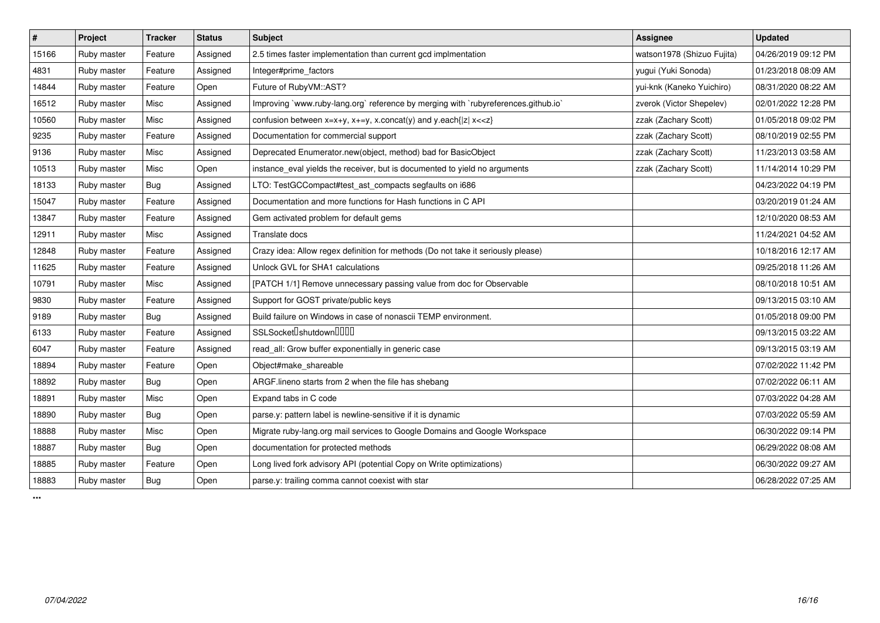| # | Project | Tracker | Status | Subject | Assignee | Updated |
|---|---|---|---|---|---|---|
| 15166 | Ruby master | Feature | Assigned | 2.5 times faster implementation than current gcd implmentation | watson1978 (Shizuo Fujita) | 04/26/2019 09:12 PM |
| 4831 | Ruby master | Feature | Assigned | Integer#prime_factors | yugui (Yuki Sonoda) | 01/23/2018 08:09 AM |
| 14844 | Ruby master | Feature | Open | Future of RubyVM::AST? | yui-knk (Kaneko Yuichiro) | 08/31/2020 08:22 AM |
| 16512 | Ruby master | Misc | Assigned | Improving `www.ruby-lang.org` reference by merging with `rubyreferences.github.io` | zverok (Victor Shepelev) | 02/01/2022 12:28 PM |
| 10560 | Ruby master | Misc | Assigned | confusion between x=x+y, x+=y, x.concat(y) and y.each{\|z\| x<<z} | zzak (Zachary Scott) | 01/05/2018 09:02 PM |
| 9235 | Ruby master | Feature | Assigned | Documentation for commercial support | zzak (Zachary Scott) | 08/10/2019 02:55 PM |
| 9136 | Ruby master | Misc | Assigned | Deprecated Enumerator.new(object, method) bad for BasicObject | zzak (Zachary Scott) | 11/23/2013 03:58 AM |
| 10513 | Ruby master | Misc | Open | instance_eval yields the receiver, but is documented to yield no arguments | zzak (Zachary Scott) | 11/14/2014 10:29 PM |
| 18133 | Ruby master | Bug | Assigned | LTO: TestGCCompact#test_ast_compacts segfaults on i686 | | 04/23/2022 04:19 PM |
| 15047 | Ruby master | Feature | Assigned | Documentation and more functions for Hash functions in C API | | 03/20/2019 01:24 AM |
| 13847 | Ruby master | Feature | Assigned | Gem activated problem for default gems | | 12/10/2020 08:53 AM |
| 12911 | Ruby master | Misc | Assigned | Translate docs | | 11/24/2021 04:52 AM |
| 12848 | Ruby master | Feature | Assigned | Crazy idea: Allow regex definition for methods (Do not take it seriously please) | | 10/18/2016 12:17 AM |
| 11625 | Ruby master | Feature | Assigned | Unlock GVL for SHA1 calculations | | 09/25/2018 11:26 AM |
| 10791 | Ruby master | Misc | Assigned | [PATCH 1/1] Remove unnecessary passing value from doc for Observable | | 08/10/2018 10:51 AM |
| 9830 | Ruby master | Feature | Assigned | Support for GOST private/public keys | | 09/13/2015 03:10 AM |
| 9189 | Ruby master | Bug | Assigned | Build failure on Windows in case of nonascii TEMP environment. | | 01/05/2018 09:00 PM |
| 6133 | Ruby master | Feature | Assigned | SSLSocket□shutdown□□□□ | | 09/13/2015 03:22 AM |
| 6047 | Ruby master | Feature | Assigned | read_all: Grow buffer exponentially in generic case | | 09/13/2015 03:19 AM |
| 18894 | Ruby master | Feature | Open | Object#make_shareable | | 07/02/2022 11:42 PM |
| 18892 | Ruby master | Bug | Open | ARGF.lineno starts from 2 when the file has shebang | | 07/02/2022 06:11 AM |
| 18891 | Ruby master | Misc | Open | Expand tabs in C code | | 07/03/2022 04:28 AM |
| 18890 | Ruby master | Bug | Open | parse.y: pattern label is newline-sensitive if it is dynamic | | 07/03/2022 05:59 AM |
| 18888 | Ruby master | Misc | Open | Migrate ruby-lang.org mail services to Google Domains and Google Workspace | | 06/30/2022 09:14 PM |
| 18887 | Ruby master | Bug | Open | documentation for protected methods | | 06/29/2022 08:08 AM |
| 18885 | Ruby master | Feature | Open | Long lived fork advisory API (potential Copy on Write optimizations) | | 06/30/2022 09:27 AM |
| 18883 | Ruby master | Bug | Open | parse.y: trailing comma cannot coexist with star | | 06/28/2022 07:25 AM |

...